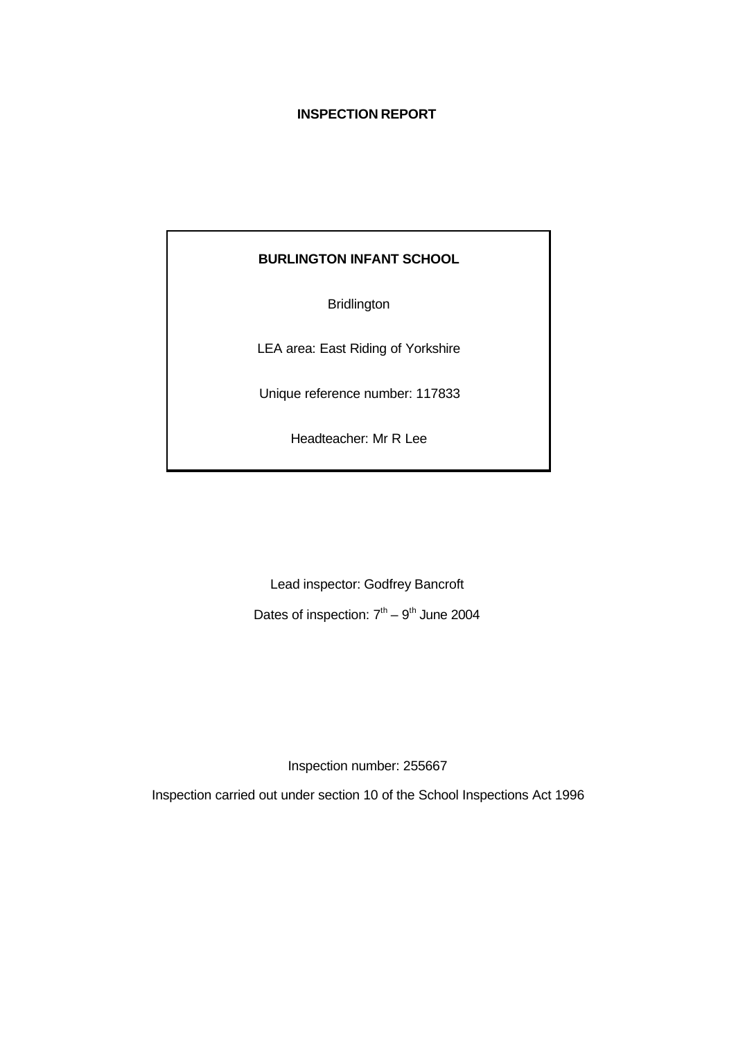# INSPECTION REPORT

**BURLINGTON INFANT SCHOOL**

Bridlington

LEA area: East Riding of Yorkshire

Unique reference number: 117833

Headteacher: Mr R Lee

Lead inspector: Godfrey Bancroft

Dates of inspection: 7th – 9th June 2004

Inspection number: 255667

Inspection carried out under section 10 of the School Inspections Act 1996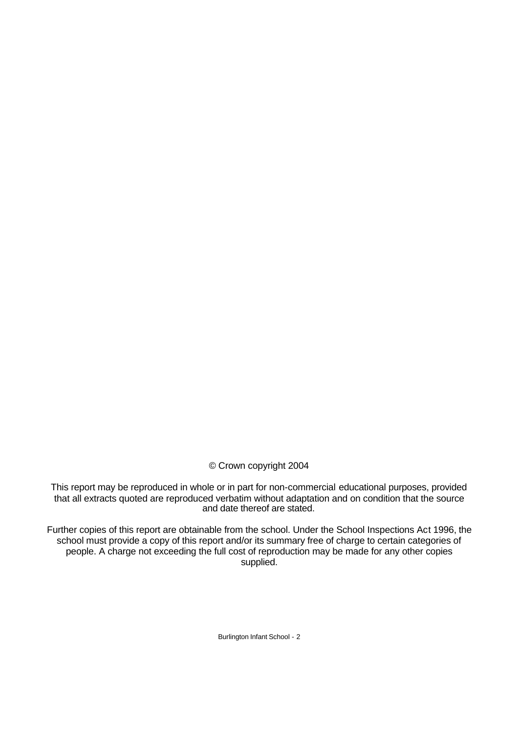© Crown copyright 2004

This report may be reproduced in whole or in part for non-commercial educational purposes, provided that all extracts quoted are reproduced verbatim without adaptation and on condition that the source and date thereof are stated.

Further copies of this report are obtainable from the school. Under the School Inspections Act 1996, the school must provide a copy of this report and/or its summary free of charge to certain categories of people. A charge not exceeding the full cost of reproduction may be made for any other copies supplied.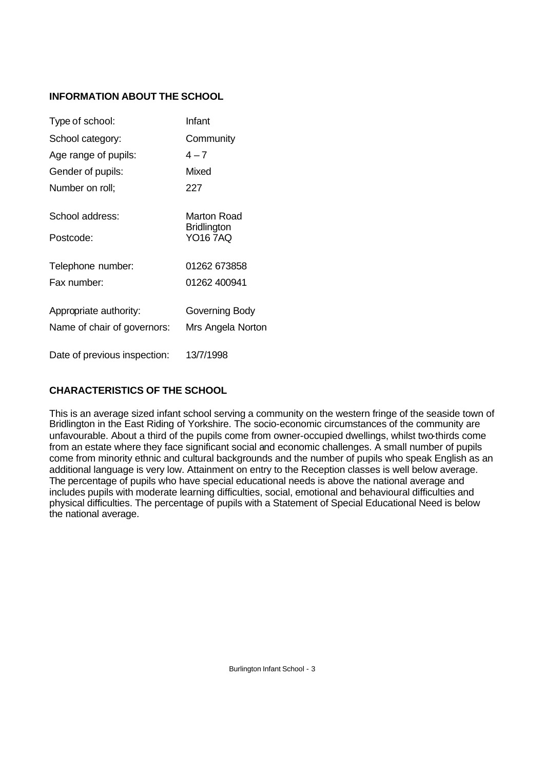## INFORMATION ABOUT THE SCHOOL

| | |
|---|---|
| Type of school: | Infant |
| School category: | Community |
| Age range of pupils: | 4 – 7 |
| Gender of pupils: | Mixed |
| Number on roll; | 227 |
| School address: | Marton Road<br>Bridlington |
| Postcode: | YO16 7AQ |
| Telephone number: | 01262 673858 |
| Fax number: | 01262 400941 |
| Appropriate authority: | Governing Body |
| Name of chair of governors: | Mrs Angela Norton |
| Date of previous inspection: | 13/7/1998 |

## CHARACTERISTICS OF THE SCHOOL

This is an average sized infant school serving a community on the western fringe of the seaside town of Bridlington in the East Riding of Yorkshire. The socio-economic circumstances of the community are unfavourable. About a third of the pupils come from owner-occupied dwellings, whilst two-thirds come from an estate where they face significant social and economic challenges. A small number of pupils come from minority ethnic and cultural backgrounds and the number of pupils who speak English as an additional language is very low. Attainment on entry to the Reception classes is well below average. The percentage of pupils who have special educational needs is above the national average and includes pupils with moderate learning difficulties, social, emotional and behavioural difficulties and physical difficulties. The percentage of pupils with a Statement of Special Educational Need is below the national average.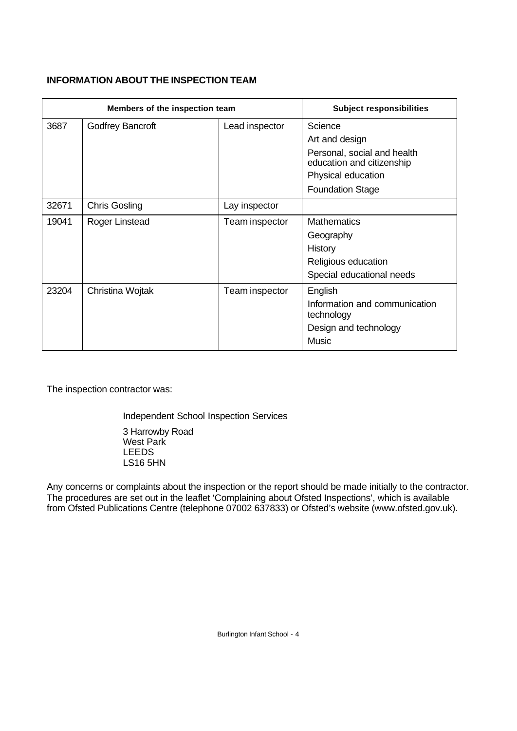**INFORMATION ABOUT THE INSPECTION TEAM**

| Members of the inspection team | | | Subject responsibilities |
|---|---|---|---|
| 3687 | Godfrey Bancroft | Lead inspector | Science<br>Art and design<br>Personal, social and health education and citizenship<br>Physical education<br>Foundation Stage |
| 32671 | Chris Gosling | Lay inspector | |
| 19041 | Roger Linstead | Team inspector | Mathematics<br>Geography<br>History<br>Religious education<br>Special educational needs |
| 23204 | Christina Wojtak | Team inspector | English<br>Information and communication technology<br>Design and technology<br>Music |

The inspection contractor was:

Independent School Inspection Services

3 Harrowby Road
West Park
LEEDS
LS16 5HN

Any concerns or complaints about the inspection or the report should be made initially to the contractor. The procedures are set out in the leaflet 'Complaining about Ofsted Inspections', which is available from Ofsted Publications Centre (telephone 07002 637833) or Ofsted's website (www.ofsted.gov.uk).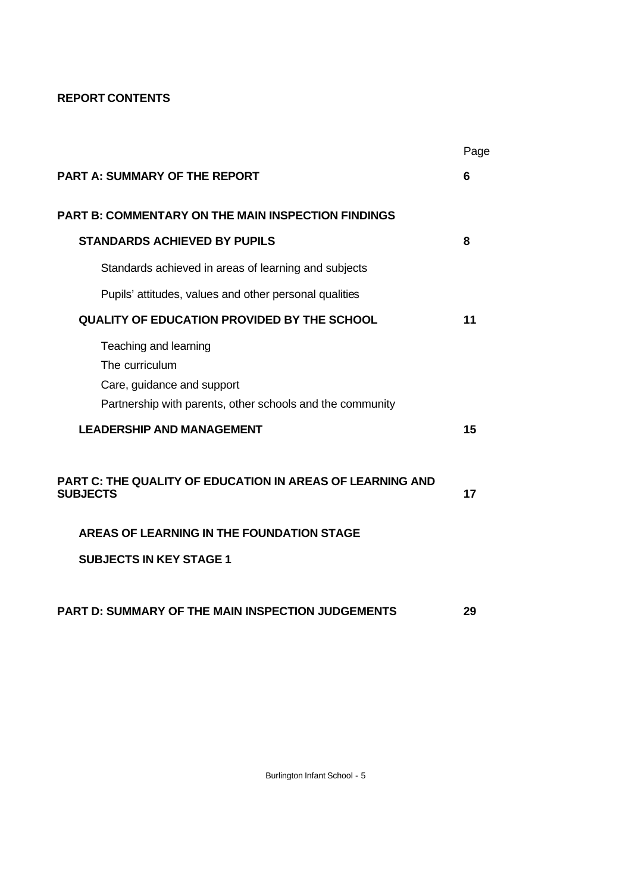**REPORT CONTENTS**

| | Page |
|---|---|
| **PART A: SUMMARY OF THE REPORT** | **6** |
| **PART B: COMMENTARY ON THE MAIN INSPECTION FINDINGS** | |
| **STANDARDS ACHIEVED BY PUPILS** | **8** |
| Standards achieved in areas of learning and subjects | |
| Pupils' attitudes, values and other personal qualities | |
| **QUALITY OF EDUCATION PROVIDED BY THE SCHOOL** | **11** |
| Teaching and learning | |
| The curriculum | |
| Care, guidance and support | |
| Partnership with parents, other schools and the community | |
| **LEADERSHIP AND MANAGEMENT** | **15** |
| **PART C: THE QUALITY OF EDUCATION IN AREAS OF LEARNING AND SUBJECTS** | **17** |
| **AREAS OF LEARNING IN THE FOUNDATION STAGE** | |
| **SUBJECTS IN KEY STAGE 1** | |
| **PART D: SUMMARY OF THE MAIN INSPECTION JUDGEMENTS** | **29** |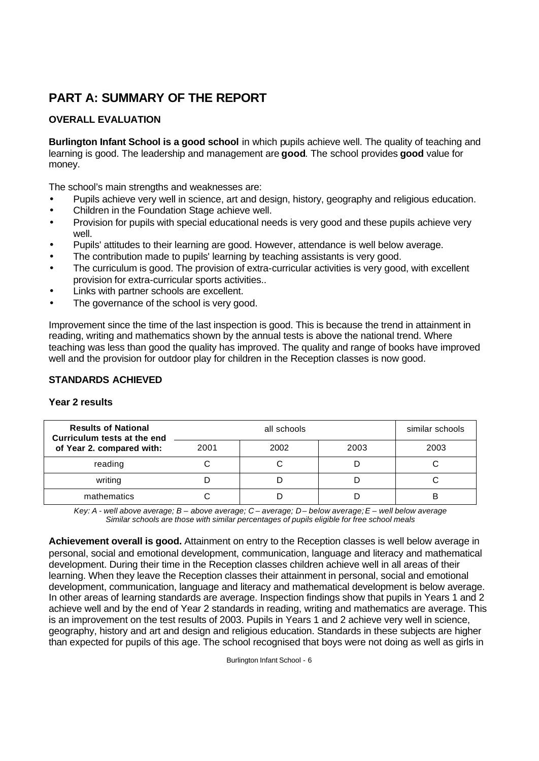# PART A: SUMMARY OF THE REPORT

## OVERALL EVALUATION

**Burlington Infant School is a good school** in which pupils achieve well. The quality of teaching and learning is good. The leadership and management are **good**. The school provides **good** value for money.

The school's main strengths and weaknesses are:

- Pupils achieve very well in science, art and design, history, geography and religious education.
- Children in the Foundation Stage achieve well.
- Provision for pupils with special educational needs is very good and these pupils achieve very well.
- Pupils' attitudes to their learning are good. However, attendance is well below average.
- The contribution made to pupils' learning by teaching assistants is very good.
- The curriculum is good. The provision of extra-curricular activities is very good, with excellent provision for extra-curricular sports activities..
- Links with partner schools are excellent.
- The governance of the school is very good.

Improvement since the time of the last inspection is good. This is because the trend in attainment in reading, writing and mathematics shown by the annual tests is above the national trend. Where teaching was less than good the quality has improved. The quality and range of books have improved well and the provision for outdoor play for children in the Reception classes is now good.

## STANDARDS ACHIEVED

### Year 2 results

| Results of National Curriculum tests at the end of Year 2. compared with: | all schools | | | similar schools |
|---|---|---|---|---|
| | 2001 | 2002 | 2003 | 2003 |
| reading | C | C | D | C |
| writing | D | D | D | C |
| mathematics | C | D | D | B |

*Key: A - well above average; B – above average; C – average; D – below average; E – well below average*
*Similar schools are those with similar percentages of pupils eligible for free school meals*

**Achievement overall is good.** Attainment on entry to the Reception classes is well below average in personal, social and emotional development, communication, language and literacy and mathematical development. During their time in the Reception classes children achieve well in all areas of their learning. When they leave the Reception classes their attainment in personal, social and emotional development, communication, language and literacy and mathematical development is below average. In other areas of learning standards are average. Inspection findings show that pupils in Years 1 and 2 achieve well and by the end of Year 2 standards in reading, writing and mathematics are average. This is an improvement on the test results of 2003. Pupils in Years 1 and 2 achieve very well in science, geography, history and art and design and religious education. Standards in these subjects are higher than expected for pupils of this age. The school recognised that boys were not doing as well as girls in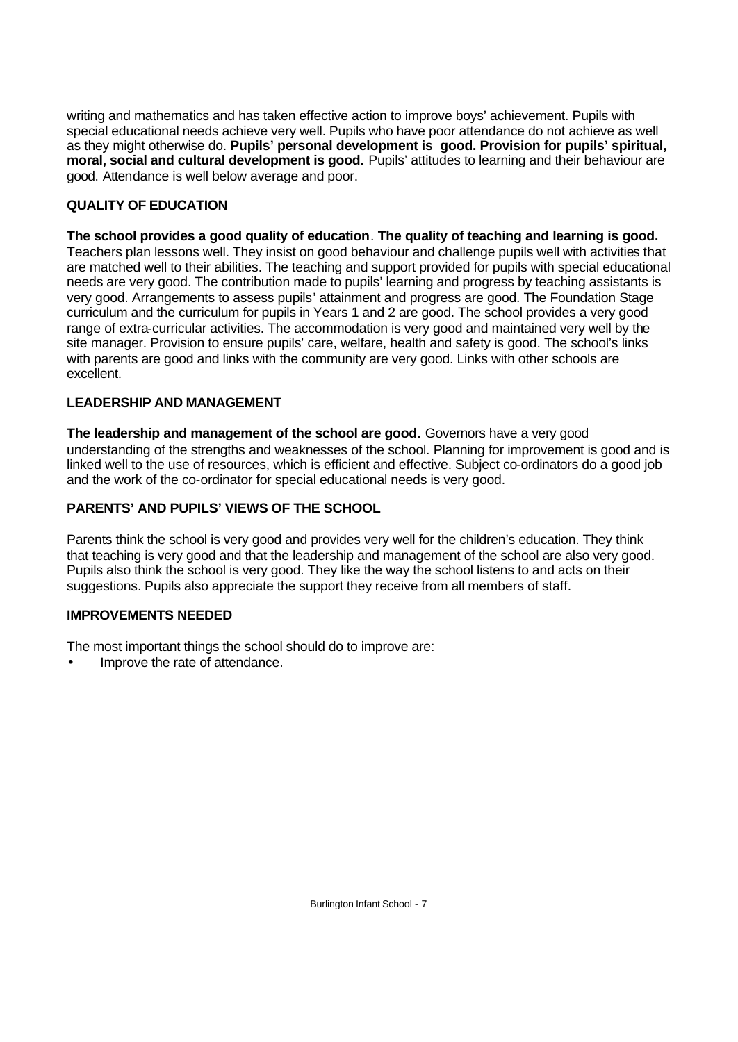writing and mathematics and has taken effective action to improve boys' achievement. Pupils with special educational needs achieve very well. Pupils who have poor attendance do not achieve as well as they might otherwise do. **Pupils' personal development is good. Provision for pupils' spiritual, moral, social and cultural development is good.** Pupils' attitudes to learning and their behaviour are good. Attendance is well below average and poor.

### QUALITY OF EDUCATION

**The school provides a good quality of education**. **The quality of teaching and learning is good.** Teachers plan lessons well. They insist on good behaviour and challenge pupils well with activities that are matched well to their abilities. The teaching and support provided for pupils with special educational needs are very good. The contribution made to pupils' learning and progress by teaching assistants is very good. Arrangements to assess pupils' attainment and progress are good. The Foundation Stage curriculum and the curriculum for pupils in Years 1 and 2 are good. The school provides a very good range of extra-curricular activities. The accommodation is very good and maintained very well by the site manager. Provision to ensure pupils' care, welfare, health and safety is good. The school's links with parents are good and links with the community are very good. Links with other schools are excellent.

### LEADERSHIP AND MANAGEMENT

**The leadership and management of the school are good.** Governors have a very good understanding of the strengths and weaknesses of the school. Planning for improvement is good and is linked well to the use of resources, which is efficient and effective. Subject co-ordinators do a good job and the work of the co-ordinator for special educational needs is very good.

### PARENTS' AND PUPILS' VIEWS OF THE SCHOOL

Parents think the school is very good and provides very well for the children's education. They think that teaching is very good and that the leadership and management of the school are also very good. Pupils also think the school is very good. They like the way the school listens to and acts on their suggestions. Pupils also appreciate the support they receive from all members of staff.

### IMPROVEMENTS NEEDED

The most important things the school should do to improve are:

- Improve the rate of attendance.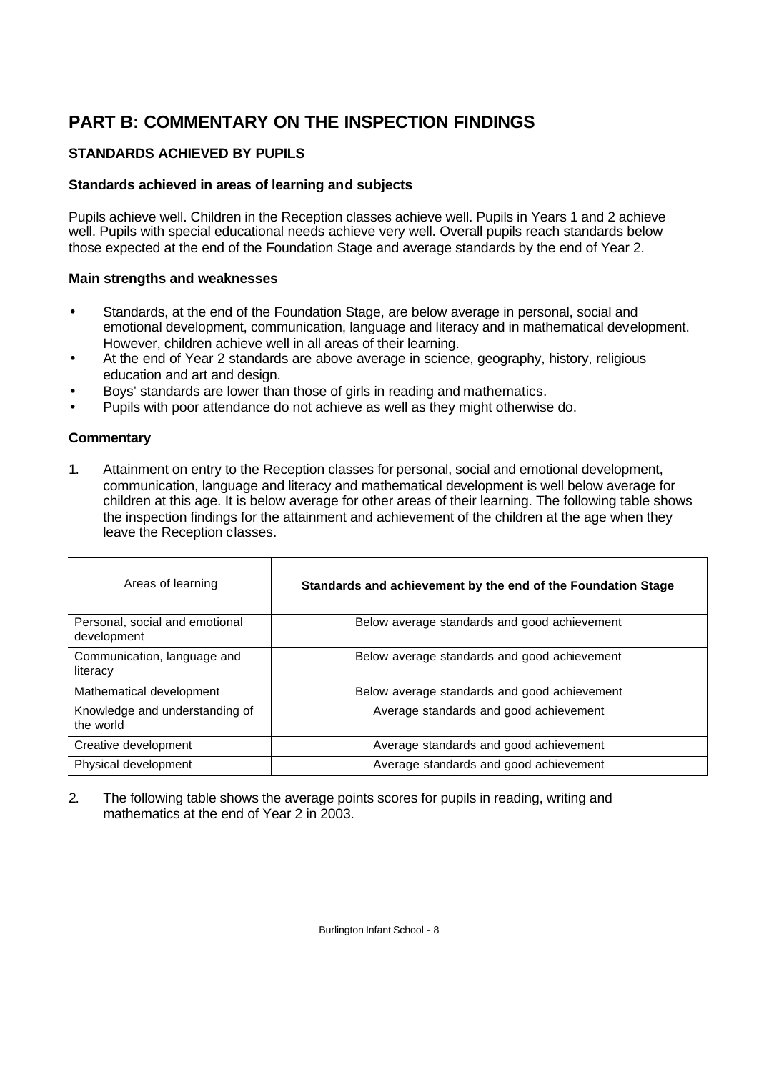# PART B: COMMENTARY ON THE INSPECTION FINDINGS

## STANDARDS ACHIEVED BY PUPILS

### Standards achieved in areas of learning and subjects

Pupils achieve well. Children in the Reception classes achieve well. Pupils in Years 1 and 2 achieve well. Pupils with special educational needs achieve very well. Overall pupils reach standards below those expected at the end of the Foundation Stage and average standards by the end of Year 2.

### Main strengths and weaknesses

- Standards, at the end of the Foundation Stage, are below average in personal, social and emotional development, communication, language and literacy and in mathematical development. However, children achieve well in all areas of their learning.
- At the end of Year 2 standards are above average in science, geography, history, religious education and art and design.
- Boys' standards are lower than those of girls in reading and mathematics.
- Pupils with poor attendance do not achieve as well as they might otherwise do.

### Commentary

1. Attainment on entry to the Reception classes for personal, social and emotional development, communication, language and literacy and mathematical development is well below average for children at this age. It is below average for other areas of their learning. The following table shows the inspection findings for the attainment and achievement of the children at the age when they leave the Reception classes.

| Areas of learning | **Standards and achievement by the end of the Foundation Stage** |
|---|---|
| Personal, social and emotional development | Below average standards and good achievement |
| Communication, language and literacy | Below average standards and good achievement |
| Mathematical development | Below average standards and good achievement |
| Knowledge and understanding of the world | Average standards and good achievement |
| Creative development | Average standards and good achievement |
| Physical development | Average standards and good achievement |

2. The following table shows the average points scores for pupils in reading, writing and mathematics at the end of Year 2 in 2003.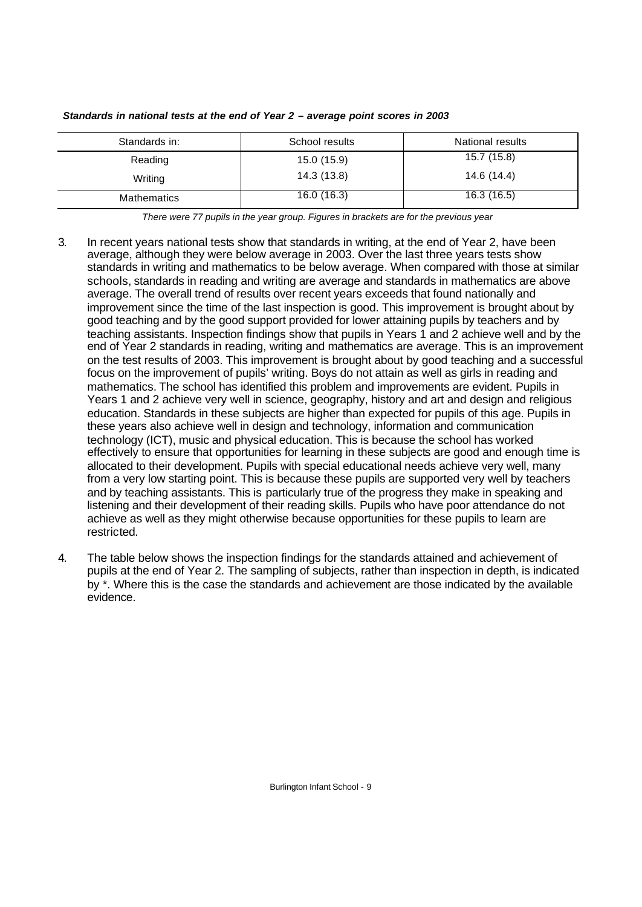***Standards in national tests at the end of Year 2 – average point scores in 2003***

| Standards in: | School results | National results |
|---|---|---|
| Reading | 15.0 (15.9) | 15.7 (15.8) |
| Writing | 14.3 (13.8) | 14.6 (14.4) |
| Mathematics | 16.0 (16.3) | 16.3 (16.5) |

*There were 77 pupils in the year group. Figures in brackets are for the previous year*

3. In recent years national tests show that standards in writing, at the end of Year 2, have been average, although they were below average in 2003. Over the last three years tests show standards in writing and mathematics to be below average. When compared with those at similar schools, standards in reading and writing are average and standards in mathematics are above average. The overall trend of results over recent years exceeds that found nationally and improvement since the time of the last inspection is good. This improvement is brought about by good teaching and by the good support provided for lower attaining pupils by teachers and by teaching assistants. Inspection findings show that pupils in Years 1 and 2 achieve well and by the end of Year 2 standards in reading, writing and mathematics are average. This is an improvement on the test results of 2003. This improvement is brought about by good teaching and a successful focus on the improvement of pupils' writing. Boys do not attain as well as girls in reading and mathematics. The school has identified this problem and improvements are evident. Pupils in Years 1 and 2 achieve very well in science, geography, history and art and design and religious education. Standards in these subjects are higher than expected for pupils of this age. Pupils in these years also achieve well in design and technology, information and communication technology (ICT), music and physical education. This is because the school has worked effectively to ensure that opportunities for learning in these subjects are good and enough time is allocated to their development. Pupils with special educational needs achieve very well, many from a very low starting point. This is because these pupils are supported very well by teachers and by teaching assistants. This is particularly true of the progress they make in speaking and listening and their development of their reading skills. Pupils who have poor attendance do not achieve as well as they might otherwise because opportunities for these pupils to learn are restricted.

4. The table below shows the inspection findings for the standards attained and achievement of pupils at the end of Year 2. The sampling of subjects, rather than inspection in depth, is indicated by *. Where this is the case the standards and achievement are those indicated by the available evidence.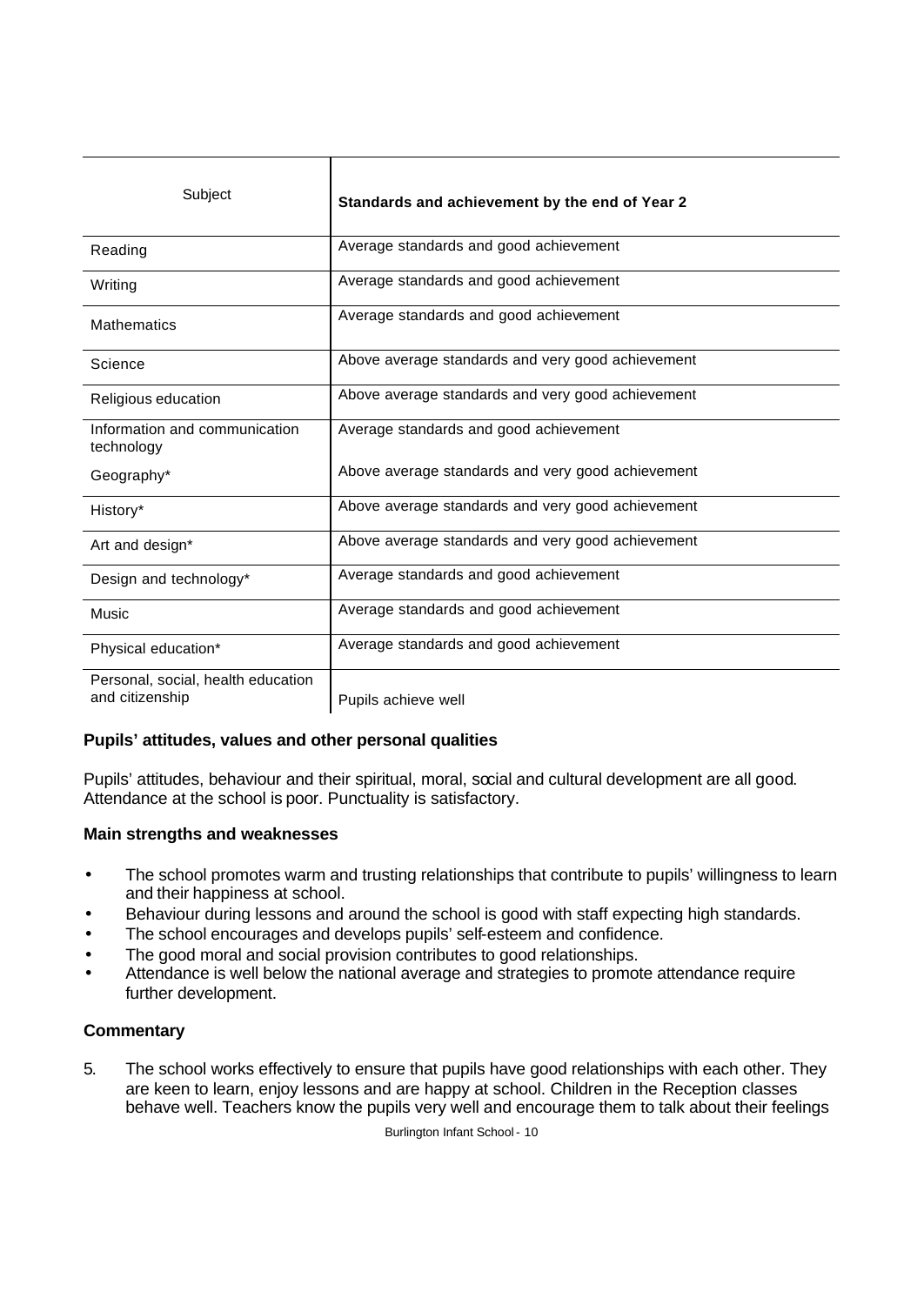| Subject | Standards and achievement by the end of Year 2 |
|---|---|
| Reading | Average standards and good achievement |
| Writing | Average standards and good achievement |
| Mathematics | Average standards and good achievement |
| Science | Above average standards and very good achievement |
| Religious education | Above average standards and very good achievement |
| Information and communication technology | Average standards and good achievement |
| Geography* | Above average standards and very good achievement |
| History* | Above average standards and very good achievement |
| Art and design* | Above average standards and very good achievement |
| Design and technology* | Average standards and good achievement |
| Music | Average standards and good achievement |
| Physical education* | Average standards and good achievement |
| Personal, social, health education and citizenship | Pupils achieve well |

### Pupils' attitudes, values and other personal qualities

Pupils' attitudes, behaviour and their spiritual, moral, social and cultural development are all good. Attendance at the school is poor. Punctuality is satisfactory.

#### Main strengths and weaknesses

- The school promotes warm and trusting relationships that contribute to pupils' willingness to learn and their happiness at school.
- Behaviour during lessons and around the school is good with staff expecting high standards.
- The school encourages and develops pupils' self-esteem and confidence.
- The good moral and social provision contributes to good relationships.
- Attendance is well below the national average and strategies to promote attendance require further development.

#### Commentary

5. The school works effectively to ensure that pupils have good relationships with each other. They are keen to learn, enjoy lessons and are happy at school. Children in the Reception classes behave well. Teachers know the pupils very well and encourage them to talk about their feelings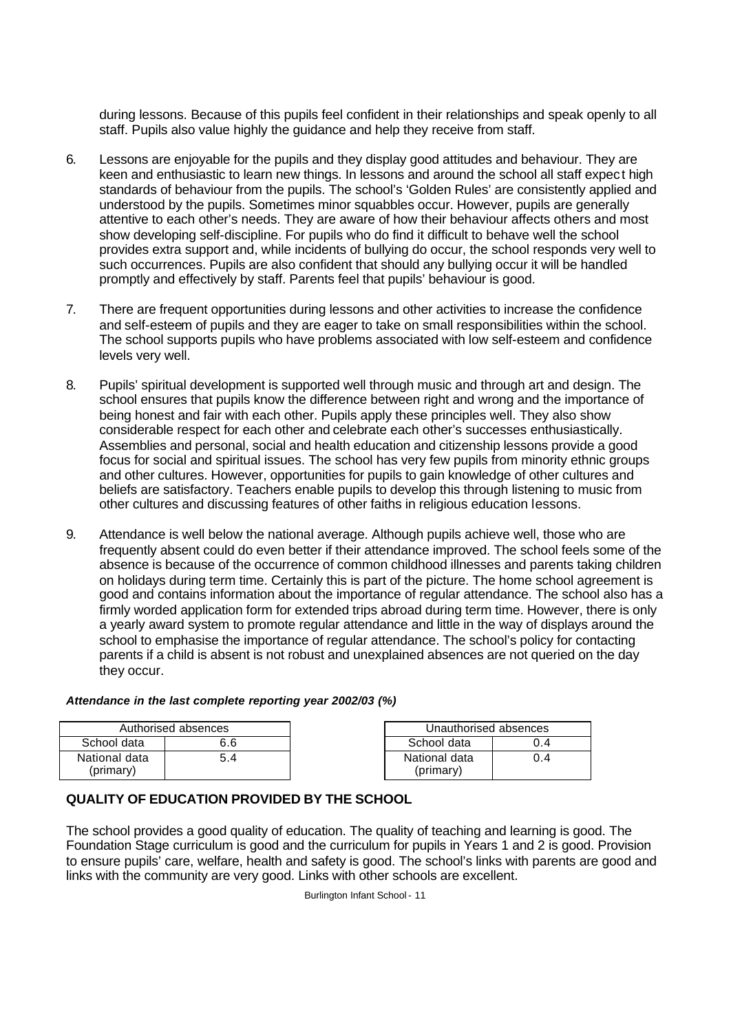during lessons. Because of this pupils feel confident in their relationships and speak openly to all staff. Pupils also value highly the guidance and help they receive from staff.

6. Lessons are enjoyable for the pupils and they display good attitudes and behaviour. They are keen and enthusiastic to learn new things. In lessons and around the school all staff expect high standards of behaviour from the pupils. The school's 'Golden Rules' are consistently applied and understood by the pupils. Sometimes minor squabbles occur. However, pupils are generally attentive to each other's needs. They are aware of how their behaviour affects others and most show developing self-discipline. For pupils who do find it difficult to behave well the school provides extra support and, while incidents of bullying do occur, the school responds very well to such occurrences. Pupils are also confident that should any bullying occur it will be handled promptly and effectively by staff. Parents feel that pupils' behaviour is good.

7. There are frequent opportunities during lessons and other activities to increase the confidence and self-esteem of pupils and they are eager to take on small responsibilities within the school. The school supports pupils who have problems associated with low self-esteem and confidence levels very well.

8. Pupils' spiritual development is supported well through music and through art and design. The school ensures that pupils know the difference between right and wrong and the importance of being honest and fair with each other. Pupils apply these principles well. They also show considerable respect for each other and celebrate each other's successes enthusiastically. Assemblies and personal, social and health education and citizenship lessons provide a good focus for social and spiritual issues. The school has very few pupils from minority ethnic groups and other cultures. However, opportunities for pupils to gain knowledge of other cultures and beliefs are satisfactory. Teachers enable pupils to develop this through listening to music from other cultures and discussing features of other faiths in religious education lessons.

9. Attendance is well below the national average. Although pupils achieve well, those who are frequently absent could do even better if their attendance improved. The school feels some of the absence is because of the occurrence of common childhood illnesses and parents taking children on holidays during term time. Certainly this is part of the picture. The home school agreement is good and contains information about the importance of regular attendance. The school also has a firmly worded application form for extended trips abroad during term time. However, there is only a yearly award system to promote regular attendance and little in the way of displays around the school to emphasise the importance of regular attendance. The school's policy for contacting parents if a child is absent is not robust and unexplained absences are not queried on the day they occur.

***Attendance in the last complete reporting year 2002/03 (%)***

| Authorised absences | |
|---|---|
| School data | 6.6 |
| National data (primary) | 5.4 |

| Unauthorised absences | |
|---|---|
| School data | 0.4 |
| National data (primary) | 0.4 |

## QUALITY OF EDUCATION PROVIDED BY THE SCHOOL

The school provides a good quality of education. The quality of teaching and learning is good. The Foundation Stage curriculum is good and the curriculum for pupils in Years 1 and 2 is good. Provision to ensure pupils' care, welfare, health and safety is good. The school's links with parents are good and links with the community are very good. Links with other schools are excellent.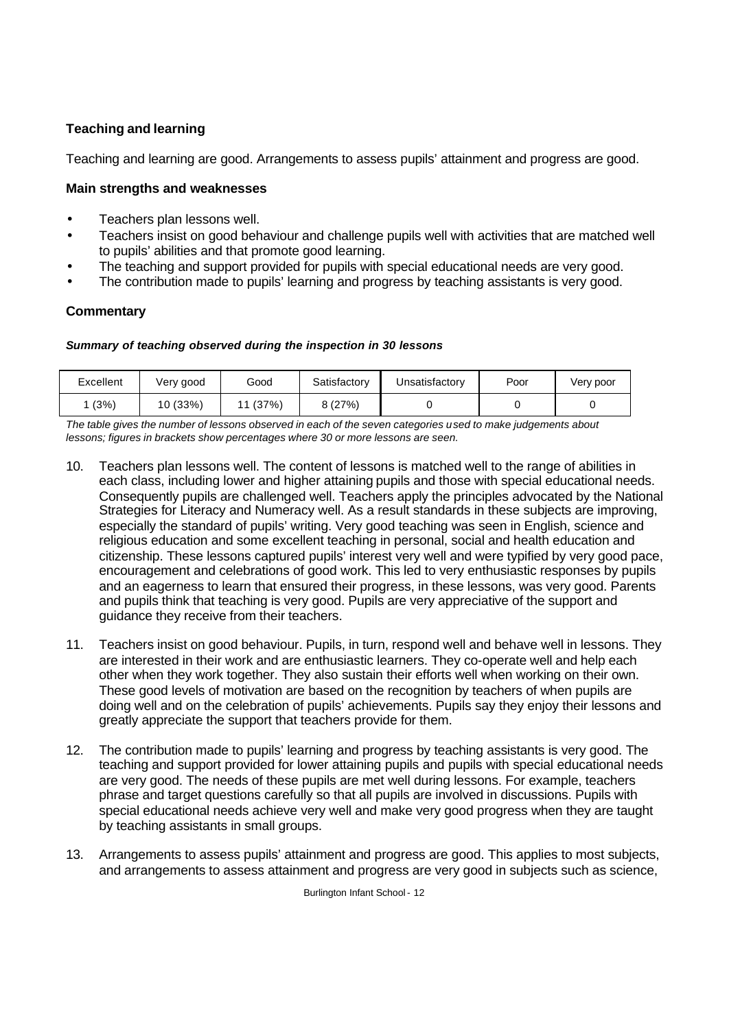### Teaching and learning

Teaching and learning are good. Arrangements to assess pupils' attainment and progress are good.

#### Main strengths and weaknesses

- Teachers plan lessons well.
- Teachers insist on good behaviour and challenge pupils well with activities that are matched well to pupils' abilities and that promote good learning.
- The teaching and support provided for pupils with special educational needs are very good.
- The contribution made to pupils' learning and progress by teaching assistants is very good.

#### Commentary

***Summary of teaching observed during the inspection in 30 lessons***

| Excellent | Very good | Good | Satisfactory | Unsatisfactory | Poor | Very poor |
|---|---|---|---|---|---|---|
| 1 (3%) | 10 (33%) | 11 (37%) | 8 (27%) | 0 | 0 | 0 |

*The table gives the number of lessons observed in each of the seven categories used to make judgements about lessons; figures in brackets show percentages where 30 or more lessons are seen.*

10. Teachers plan lessons well. The content of lessons is matched well to the range of abilities in each class, including lower and higher attaining pupils and those with special educational needs. Consequently pupils are challenged well. Teachers apply the principles advocated by the National Strategies for Literacy and Numeracy well. As a result standards in these subjects are improving, especially the standard of pupils' writing. Very good teaching was seen in English, science and religious education and some excellent teaching in personal, social and health education and citizenship. These lessons captured pupils' interest very well and were typified by very good pace, encouragement and celebrations of good work. This led to very enthusiastic responses by pupils and an eagerness to learn that ensured their progress, in these lessons, was very good. Parents and pupils think that teaching is very good. Pupils are very appreciative of the support and guidance they receive from their teachers.

11. Teachers insist on good behaviour. Pupils, in turn, respond well and behave well in lessons. They are interested in their work and are enthusiastic learners. They co-operate well and help each other when they work together. They also sustain their efforts well when working on their own. These good levels of motivation are based on the recognition by teachers of when pupils are doing well and on the celebration of pupils' achievements. Pupils say they enjoy their lessons and greatly appreciate the support that teachers provide for them.

12. The contribution made to pupils' learning and progress by teaching assistants is very good. The teaching and support provided for lower attaining pupils and pupils with special educational needs are very good. The needs of these pupils are met well during lessons. For example, teachers phrase and target questions carefully so that all pupils are involved in discussions. Pupils with special educational needs achieve very well and make very good progress when they are taught by teaching assistants in small groups.

13. Arrangements to assess pupils' attainment and progress are good. This applies to most subjects, and arrangements to assess attainment and progress are very good in subjects such as science,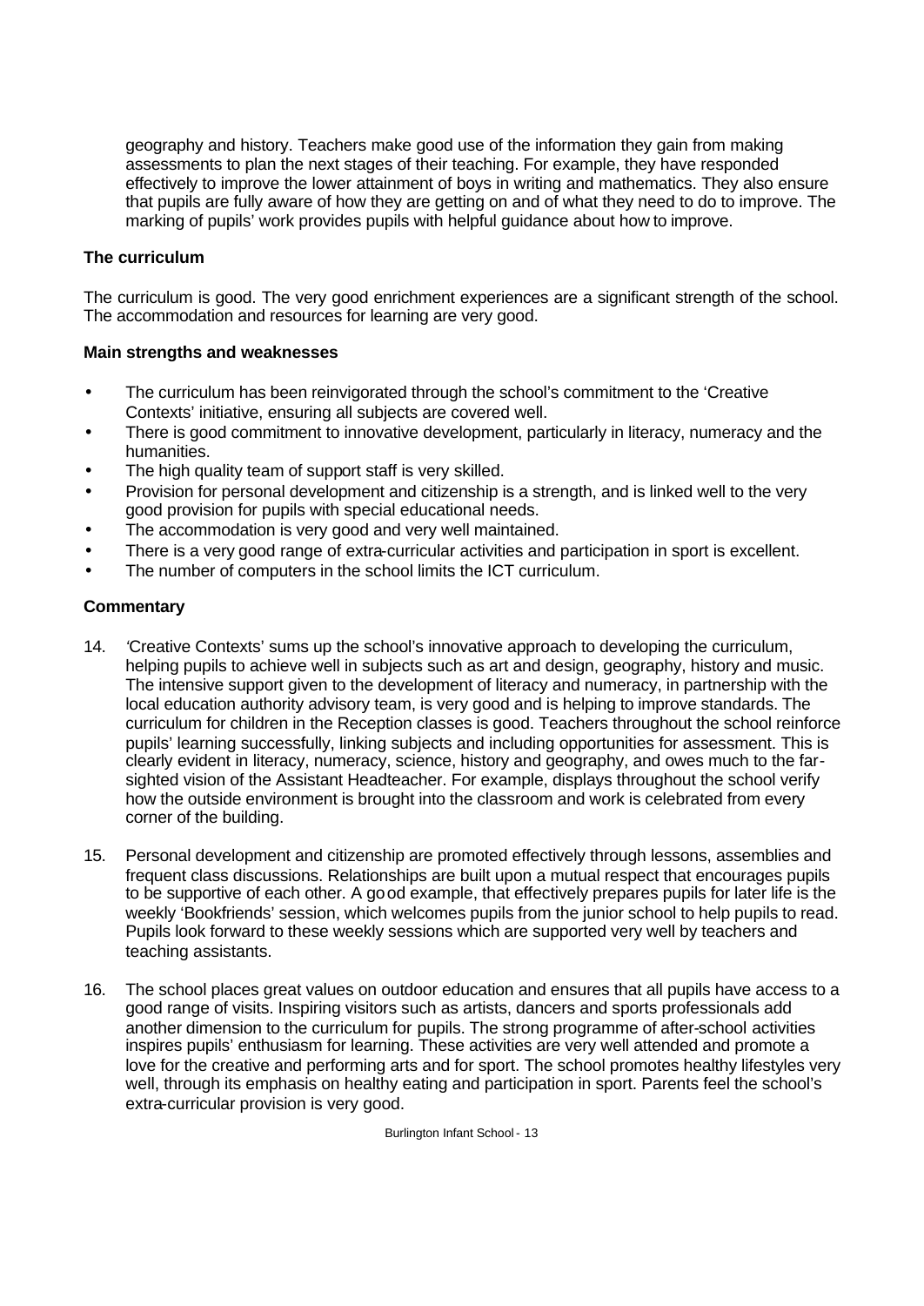geography and history. Teachers make good use of the information they gain from making assessments to plan the next stages of their teaching. For example, they have responded effectively to improve the lower attainment of boys in writing and mathematics. They also ensure that pupils are fully aware of how they are getting on and of what they need to do to improve. The marking of pupils' work provides pupils with helpful guidance about how to improve.

### The curriculum

The curriculum is good. The very good enrichment experiences are a significant strength of the school. The accommodation and resources for learning are very good.

#### Main strengths and weaknesses

- The curriculum has been reinvigorated through the school's commitment to the 'Creative Contexts' initiative, ensuring all subjects are covered well.
- There is good commitment to innovative development, particularly in literacy, numeracy and the humanities.
- The high quality team of support staff is very skilled.
- Provision for personal development and citizenship is a strength, and is linked well to the very good provision for pupils with special educational needs.
- The accommodation is very good and very well maintained.
- There is a very good range of extra-curricular activities and participation in sport is excellent.
- The number of computers in the school limits the ICT curriculum.

#### Commentary

14. 'Creative Contexts' sums up the school's innovative approach to developing the curriculum, helping pupils to achieve well in subjects such as art and design, geography, history and music. The intensive support given to the development of literacy and numeracy, in partnership with the local education authority advisory team, is very good and is helping to improve standards. The curriculum for children in the Reception classes is good. Teachers throughout the school reinforce pupils' learning successfully, linking subjects and including opportunities for assessment. This is clearly evident in literacy, numeracy, science, history and geography, and owes much to the far-sighted vision of the Assistant Headteacher. For example, displays throughout the school verify how the outside environment is brought into the classroom and work is celebrated from every corner of the building.

15. Personal development and citizenship are promoted effectively through lessons, assemblies and frequent class discussions. Relationships are built upon a mutual respect that encourages pupils to be supportive of each other. A good example, that effectively prepares pupils for later life is the weekly 'Bookfriends' session, which welcomes pupils from the junior school to help pupils to read. Pupils look forward to these weekly sessions which are supported very well by teachers and teaching assistants.

16. The school places great values on outdoor education and ensures that all pupils have access to a good range of visits. Inspiring visitors such as artists, dancers and sports professionals add another dimension to the curriculum for pupils. The strong programme of after-school activities inspires pupils' enthusiasm for learning. These activities are very well attended and promote a love for the creative and performing arts and for sport. The school promotes healthy lifestyles very well, through its emphasis on healthy eating and participation in sport. Parents feel the school's extra-curricular provision is very good.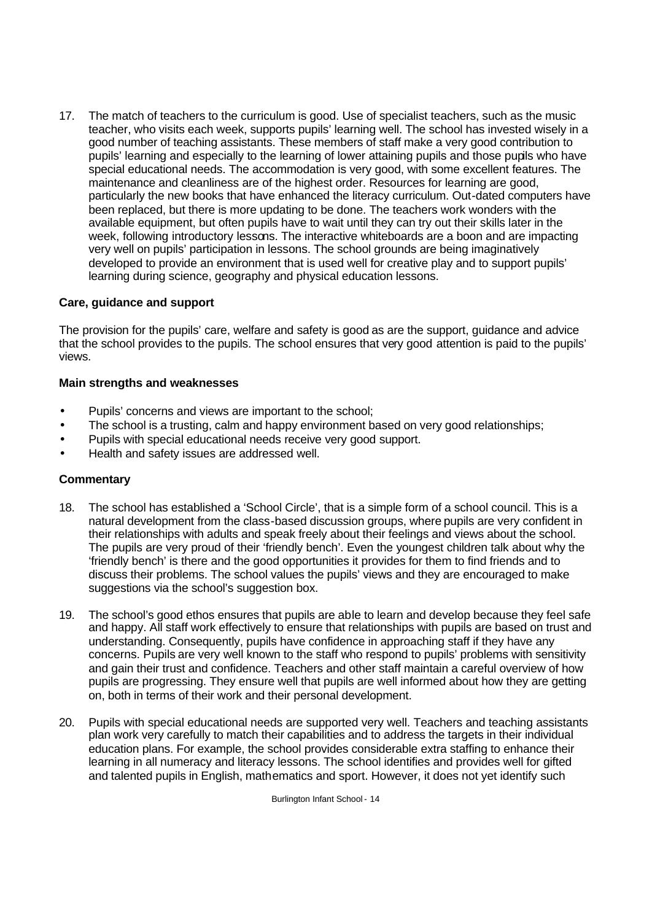17. The match of teachers to the curriculum is good. Use of specialist teachers, such as the music teacher, who visits each week, supports pupils' learning well. The school has invested wisely in a good number of teaching assistants. These members of staff make a very good contribution to pupils' learning and especially to the learning of lower attaining pupils and those pupils who have special educational needs. The accommodation is very good, with some excellent features. The maintenance and cleanliness are of the highest order. Resources for learning are good, particularly the new books that have enhanced the literacy curriculum. Out-dated computers have been replaced, but there is more updating to be done. The teachers work wonders with the available equipment, but often pupils have to wait until they can try out their skills later in the week, following introductory lessons. The interactive whiteboards are a boon and are impacting very well on pupils' participation in lessons. The school grounds are being imaginatively developed to provide an environment that is used well for creative play and to support pupils' learning during science, geography and physical education lessons.

**Care, guidance and support**

The provision for the pupils' care, welfare and safety is good as are the support, guidance and advice that the school provides to the pupils. The school ensures that very good attention is paid to the pupils' views.

**Main strengths and weaknesses**

- Pupils' concerns and views are important to the school;
- The school is a trusting, calm and happy environment based on very good relationships;
- Pupils with special educational needs receive very good support.
- Health and safety issues are addressed well.

**Commentary**

18. The school has established a 'School Circle', that is a simple form of a school council. This is a natural development from the class-based discussion groups, where pupils are very confident in their relationships with adults and speak freely about their feelings and views about the school. The pupils are very proud of their 'friendly bench'. Even the youngest children talk about why the 'friendly bench' is there and the good opportunities it provides for them to find friends and to discuss their problems. The school values the pupils' views and they are encouraged to make suggestions via the school's suggestion box.

19. The school's good ethos ensures that pupils are able to learn and develop because they feel safe and happy. All staff work effectively to ensure that relationships with pupils are based on trust and understanding. Consequently, pupils have confidence in approaching staff if they have any concerns. Pupils are very well known to the staff who respond to pupils' problems with sensitivity and gain their trust and confidence. Teachers and other staff maintain a careful overview of how pupils are progressing. They ensure well that pupils are well informed about how they are getting on, both in terms of their work and their personal development.

20. Pupils with special educational needs are supported very well. Teachers and teaching assistants plan work very carefully to match their capabilities and to address the targets in their individual education plans. For example, the school provides considerable extra staffing to enhance their learning in all numeracy and literacy lessons. The school identifies and provides well for gifted and talented pupils in English, mathematics and sport. However, it does not yet identify such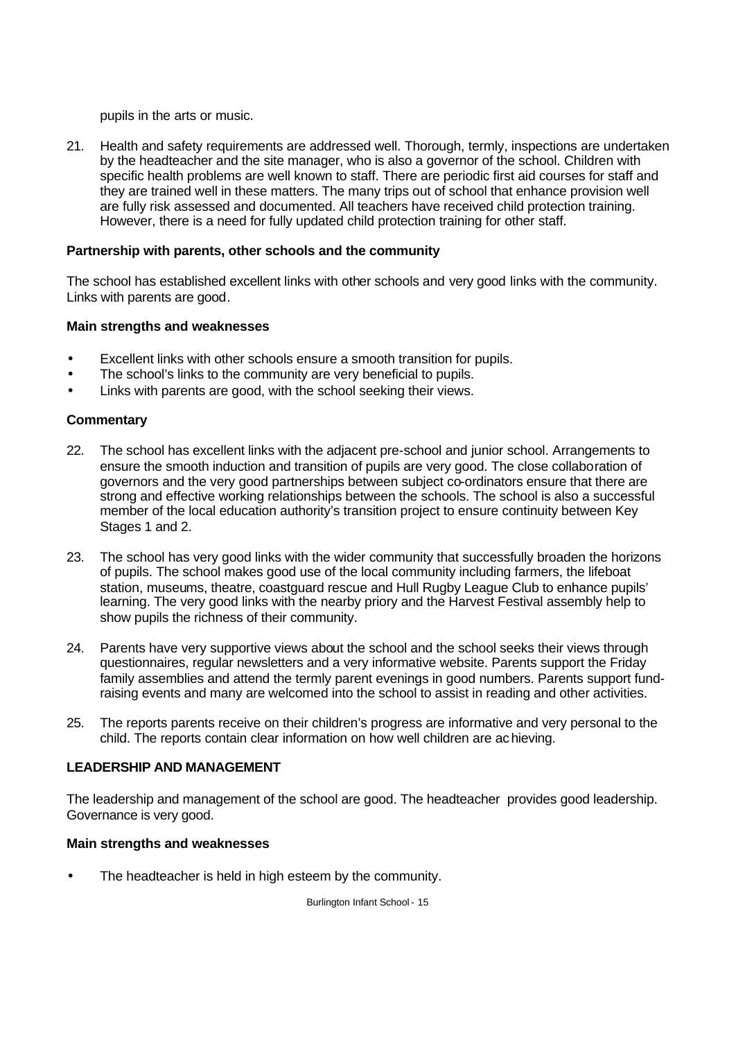pupils in the arts or music.

21. Health and safety requirements are addressed well. Thorough, termly, inspections are undertaken by the headteacher and the site manager, who is also a governor of the school. Children with specific health problems are well known to staff. There are periodic first aid courses for staff and they are trained well in these matters. The many trips out of school that enhance provision well are fully risk assessed and documented. All teachers have received child protection training. However, there is a need for fully updated child protection training for other staff.

**Partnership with parents, other schools and the community**

The school has established excellent links with other schools and very good links with the community. Links with parents are good.

**Main strengths and weaknesses**

- Excellent links with other schools ensure a smooth transition for pupils.
- The school's links to the community are very beneficial to pupils.
- Links with parents are good, with the school seeking their views.

**Commentary**

22. The school has excellent links with the adjacent pre-school and junior school. Arrangements to ensure the smooth induction and transition of pupils are very good. The close collaboration of governors and the very good partnerships between subject co-ordinators ensure that there are strong and effective working relationships between the schools. The school is also a successful member of the local education authority's transition project to ensure continuity between Key Stages 1 and 2.

23. The school has very good links with the wider community that successfully broaden the horizons of pupils. The school makes good use of the local community including farmers, the lifeboat station, museums, theatre, coastguard rescue and Hull Rugby League Club to enhance pupils' learning. The very good links with the nearby priory and the Harvest Festival assembly help to show pupils the richness of their community.

24. Parents have very supportive views about the school and the school seeks their views through questionnaires, regular newsletters and a very informative website. Parents support the Friday family assemblies and attend the termly parent evenings in good numbers. Parents support fund-raising events and many are welcomed into the school to assist in reading and other activities.

25. The reports parents receive on their children's progress are informative and very personal to the child. The reports contain clear information on how well children are achieving.

**LEADERSHIP AND MANAGEMENT**

The leadership and management of the school are good. The headteacher provides good leadership. Governance is very good.

**Main strengths and weaknesses**

- The headteacher is held in high esteem by the community.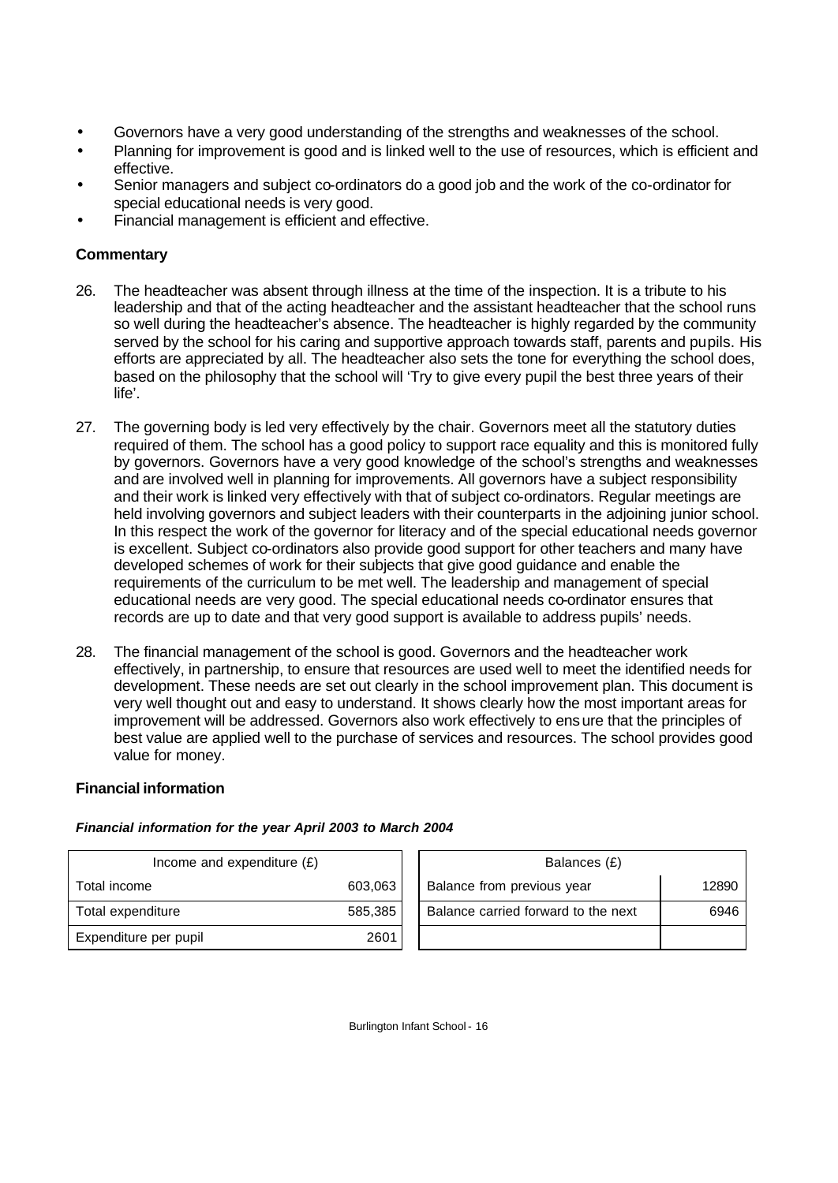- Governors have a very good understanding of the strengths and weaknesses of the school.
- Planning for improvement is good and is linked well to the use of resources, which is efficient and effective.
- Senior managers and subject co-ordinators do a good job and the work of the co-ordinator for special educational needs is very good.
- Financial management is efficient and effective.

### Commentary

26. The headteacher was absent through illness at the time of the inspection. It is a tribute to his leadership and that of the acting headteacher and the assistant headteacher that the school runs so well during the headteacher's absence. The headteacher is highly regarded by the community served by the school for his caring and supportive approach towards staff, parents and pupils. His efforts are appreciated by all. The headteacher also sets the tone for everything the school does, based on the philosophy that the school will 'Try to give every pupil the best three years of their life'.

27. The governing body is led very effectively by the chair. Governors meet all the statutory duties required of them. The school has a good policy to support race equality and this is monitored fully by governors. Governors have a very good knowledge of the school's strengths and weaknesses and are involved well in planning for improvements. All governors have a subject responsibility and their work is linked very effectively with that of subject co-ordinators. Regular meetings are held involving governors and subject leaders with their counterparts in the adjoining junior school. In this respect the work of the governor for literacy and of the special educational needs governor is excellent. Subject co-ordinators also provide good support for other teachers and many have developed schemes of work for their subjects that give good guidance and enable the requirements of the curriculum to be met well. The leadership and management of special educational needs are very good. The special educational needs co-ordinator ensures that records are up to date and that very good support is available to address pupils' needs.

28. The financial management of the school is good. Governors and the headteacher work effectively, in partnership, to ensure that resources are used well to meet the identified needs for development. These needs are set out clearly in the school improvement plan. This document is very well thought out and easy to understand. It shows clearly how the most important areas for improvement will be addressed. Governors also work effectively to ensure that the principles of best value are applied well to the purchase of services and resources. The school provides good value for money.

### Financial information

***Financial information for the year April 2003 to March 2004***

| Income and expenditure (£) | |
|---|---|
| Total income | 603,063 |
| Total expenditure | 585,385 |
| Expenditure per pupil | 2601 |

| Balances (£) | |
|---|---|
| Balance from previous year | 12890 |
| Balance carried forward to the next | 6946 |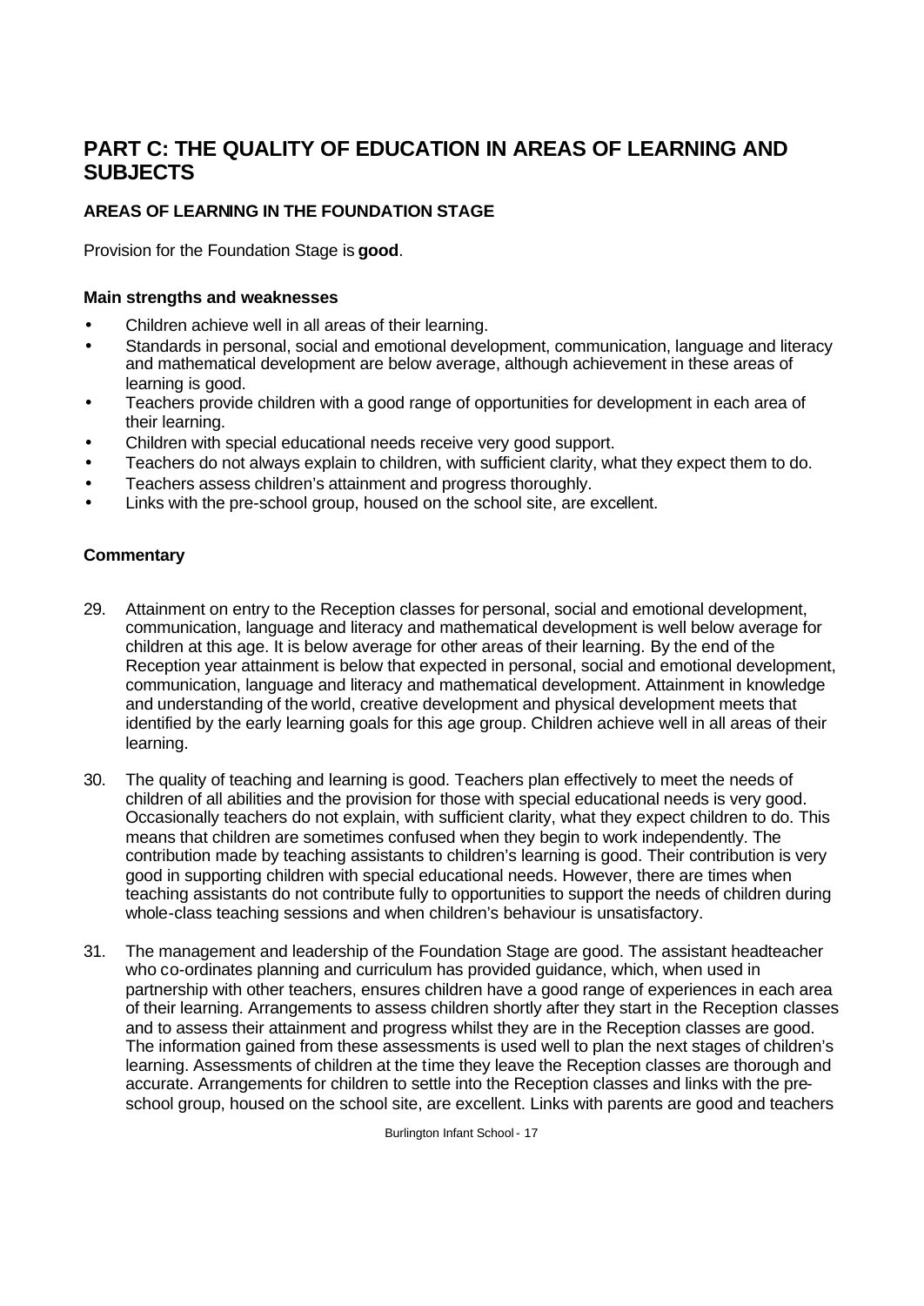# PART C: THE QUALITY OF EDUCATION IN AREAS OF LEARNING AND SUBJECTS

## AREAS OF LEARNING IN THE FOUNDATION STAGE

Provision for the Foundation Stage is **good**.

### Main strengths and weaknesses

- Children achieve well in all areas of their learning.
- Standards in personal, social and emotional development, communication, language and literacy and mathematical development are below average, although achievement in these areas of learning is good.
- Teachers provide children with a good range of opportunities for development in each area of their learning.
- Children with special educational needs receive very good support.
- Teachers do not always explain to children, with sufficient clarity, what they expect them to do.
- Teachers assess children's attainment and progress thoroughly.
- Links with the pre-school group, housed on the school site, are excellent.

### Commentary

29. Attainment on entry to the Reception classes for personal, social and emotional development, communication, language and literacy and mathematical development is well below average for children at this age. It is below average for other areas of their learning. By the end of the Reception year attainment is below that expected in personal, social and emotional development, communication, language and literacy and mathematical development. Attainment in knowledge and understanding of the world, creative development and physical development meets that identified by the early learning goals for this age group. Children achieve well in all areas of their learning.

30. The quality of teaching and learning is good. Teachers plan effectively to meet the needs of children of all abilities and the provision for those with special educational needs is very good. Occasionally teachers do not explain, with sufficient clarity, what they expect children to do. This means that children are sometimes confused when they begin to work independently. The contribution made by teaching assistants to children's learning is good. Their contribution is very good in supporting children with special educational needs. However, there are times when teaching assistants do not contribute fully to opportunities to support the needs of children during whole-class teaching sessions and when children's behaviour is unsatisfactory.

31. The management and leadership of the Foundation Stage are good. The assistant headteacher who co-ordinates planning and curriculum has provided guidance, which, when used in partnership with other teachers, ensures children have a good range of experiences in each area of their learning. Arrangements to assess children shortly after they start in the Reception classes and to assess their attainment and progress whilst they are in the Reception classes are good. The information gained from these assessments is used well to plan the next stages of children's learning. Assessments of children at the time they leave the Reception classes are thorough and accurate. Arrangements for children to settle into the Reception classes and links with the pre-school group, housed on the school site, are excellent. Links with parents are good and teachers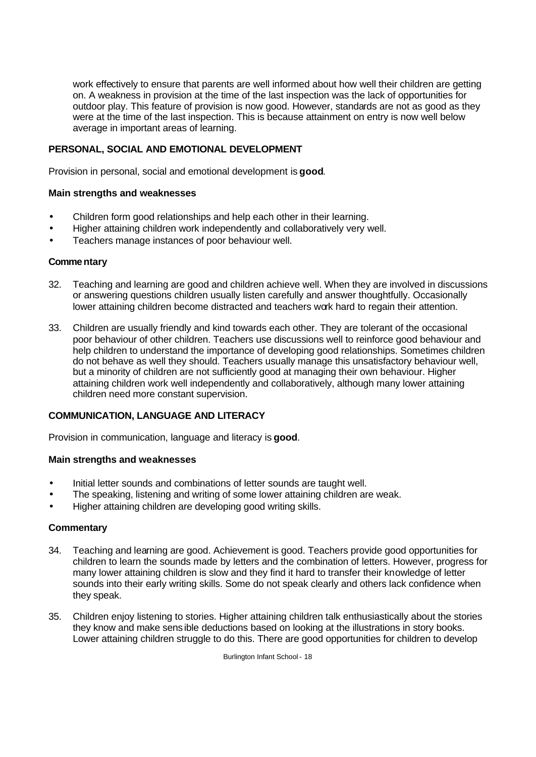work effectively to ensure that parents are well informed about how well their children are getting on. A weakness in provision at the time of the last inspection was the lack of opportunities for outdoor play. This feature of provision is now good. However, standards are not as good as they were at the time of the last inspection. This is because attainment on entry is now well below average in important areas of learning.

### PERSONAL, SOCIAL AND EMOTIONAL DEVELOPMENT

Provision in personal, social and emotional development is **good**.

#### Main strengths and weaknesses

- Children form good relationships and help each other in their learning.
- Higher attaining children work independently and collaboratively very well.
- Teachers manage instances of poor behaviour well.

#### Commentary

32. Teaching and learning are good and children achieve well. When they are involved in discussions or answering questions children usually listen carefully and answer thoughtfully. Occasionally lower attaining children become distracted and teachers work hard to regain their attention.

33. Children are usually friendly and kind towards each other. They are tolerant of the occasional poor behaviour of other children. Teachers use discussions well to reinforce good behaviour and help children to understand the importance of developing good relationships. Sometimes children do not behave as well they should. Teachers usually manage this unsatisfactory behaviour well, but a minority of children are not sufficiently good at managing their own behaviour. Higher attaining children work well independently and collaboratively, although many lower attaining children need more constant supervision.

### COMMUNICATION, LANGUAGE AND LITERACY

Provision in communication, language and literacy is **good**.

#### Main strengths and weaknesses

- Initial letter sounds and combinations of letter sounds are taught well.
- The speaking, listening and writing of some lower attaining children are weak.
- Higher attaining children are developing good writing skills.

#### Commentary

34. Teaching and learning are good. Achievement is good. Teachers provide good opportunities for children to learn the sounds made by letters and the combination of letters. However, progress for many lower attaining children is slow and they find it hard to transfer their knowledge of letter sounds into their early writing skills. Some do not speak clearly and others lack confidence when they speak.

35. Children enjoy listening to stories. Higher attaining children talk enthusiastically about the stories they know and make sensible deductions based on looking at the illustrations in story books. Lower attaining children struggle to do this. There are good opportunities for children to develop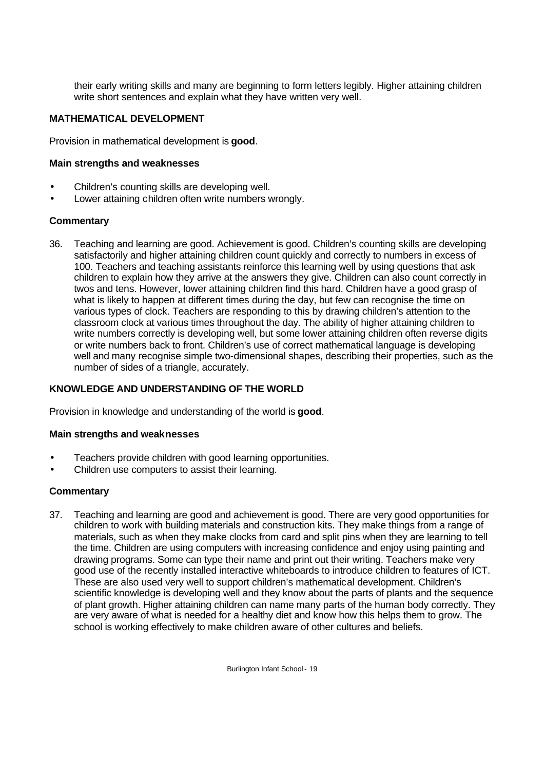their early writing skills and many are beginning to form letters legibly. Higher attaining children write short sentences and explain what they have written very well.

### MATHEMATICAL DEVELOPMENT

Provision in mathematical development is **good**.

#### Main strengths and weaknesses

- Children's counting skills are developing well.
- Lower attaining children often write numbers wrongly.

#### Commentary

36. Teaching and learning are good. Achievement is good. Children's counting skills are developing satisfactorily and higher attaining children count quickly and correctly to numbers in excess of 100. Teachers and teaching assistants reinforce this learning well by using questions that ask children to explain how they arrive at the answers they give. Children can also count correctly in twos and tens. However, lower attaining children find this hard. Children have a good grasp of what is likely to happen at different times during the day, but few can recognise the time on various types of clock. Teachers are responding to this by drawing children's attention to the classroom clock at various times throughout the day. The ability of higher attaining children to write numbers correctly is developing well, but some lower attaining children often reverse digits or write numbers back to front. Children's use of correct mathematical language is developing well and many recognise simple two-dimensional shapes, describing their properties, such as the number of sides of a triangle, accurately.

### KNOWLEDGE AND UNDERSTANDING OF THE WORLD

Provision in knowledge and understanding of the world is **good**.

#### Main strengths and weaknesses

- Teachers provide children with good learning opportunities.
- Children use computers to assist their learning.

#### Commentary

37. Teaching and learning are good and achievement is good. There are very good opportunities for children to work with building materials and construction kits. They make things from a range of materials, such as when they make clocks from card and split pins when they are learning to tell the time. Children are using computers with increasing confidence and enjoy using painting and drawing programs. Some can type their name and print out their writing. Teachers make very good use of the recently installed interactive whiteboards to introduce children to features of ICT. These are also used very well to support children's mathematical development. Children's scientific knowledge is developing well and they know about the parts of plants and the sequence of plant growth. Higher attaining children can name many parts of the human body correctly. They are very aware of what is needed for a healthy diet and know how this helps them to grow. The school is working effectively to make children aware of other cultures and beliefs.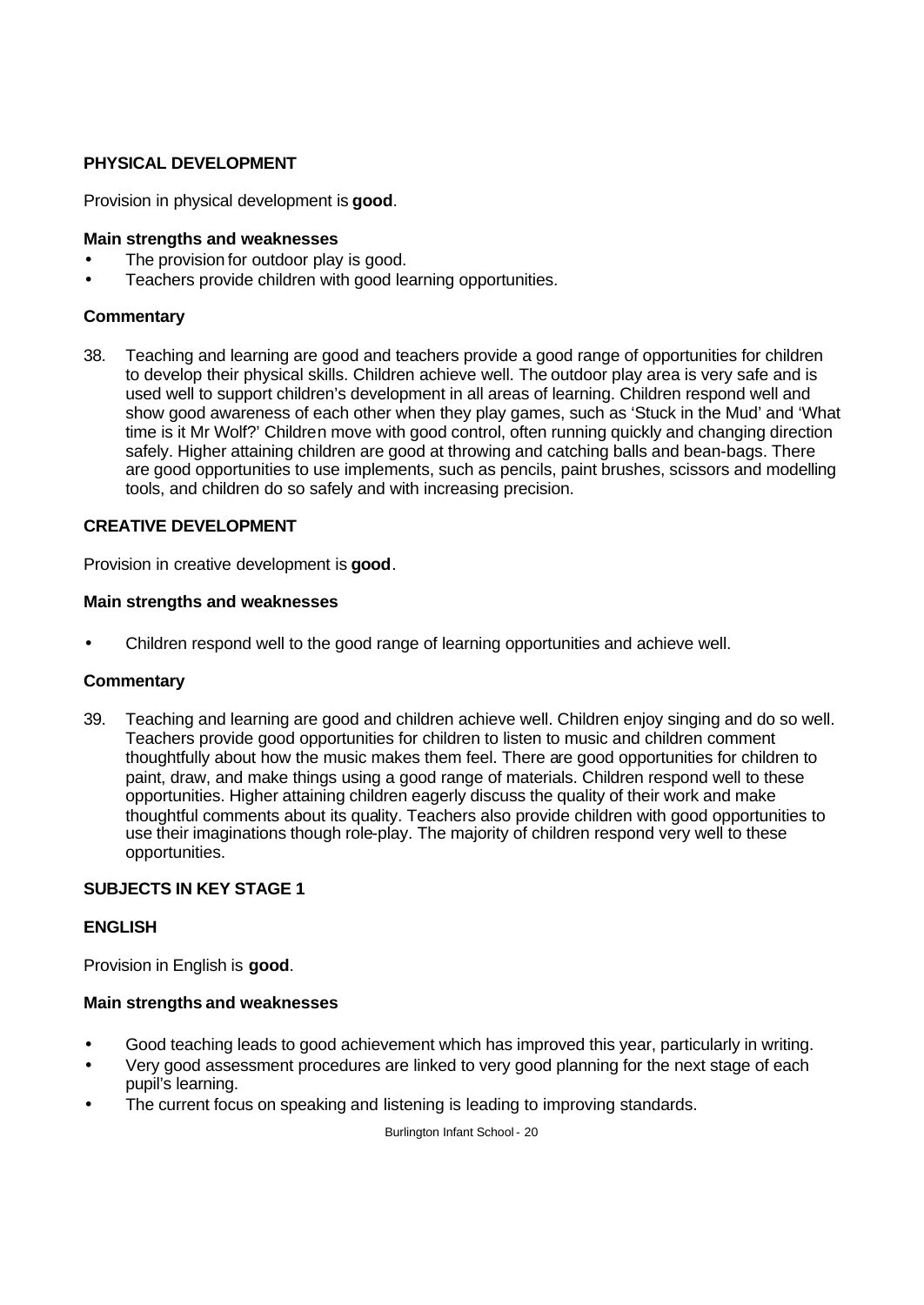### PHYSICAL DEVELOPMENT

Provision in physical development is **good**.

#### Main strengths and weaknesses

- The provision for outdoor play is good.
- Teachers provide children with good learning opportunities.

#### Commentary

38. Teaching and learning are good and teachers provide a good range of opportunities for children to develop their physical skills. Children achieve well. The outdoor play area is very safe and is used well to support children's development in all areas of learning. Children respond well and show good awareness of each other when they play games, such as 'Stuck in the Mud' and 'What time is it Mr Wolf?' Children move with good control, often running quickly and changing direction safely. Higher attaining children are good at throwing and catching balls and bean-bags. There are good opportunities to use implements, such as pencils, paint brushes, scissors and modelling tools, and children do so safely and with increasing precision.

### CREATIVE DEVELOPMENT

Provision in creative development is **good**.

#### Main strengths and weaknesses

- Children respond well to the good range of learning opportunities and achieve well.

#### Commentary

39. Teaching and learning are good and children achieve well. Children enjoy singing and do so well. Teachers provide good opportunities for children to listen to music and children comment thoughtfully about how the music makes them feel. There are good opportunities for children to paint, draw, and make things using a good range of materials. Children respond well to these opportunities. Higher attaining children eagerly discuss the quality of their work and make thoughtful comments about its quality. Teachers also provide children with good opportunities to use their imaginations though role-play. The majority of children respond very well to these opportunities.

## SUBJECTS IN KEY STAGE 1

### ENGLISH

Provision in English is **good**.

#### Main strengths and weaknesses

- Good teaching leads to good achievement which has improved this year, particularly in writing.
- Very good assessment procedures are linked to very good planning for the next stage of each pupil's learning.
- The current focus on speaking and listening is leading to improving standards.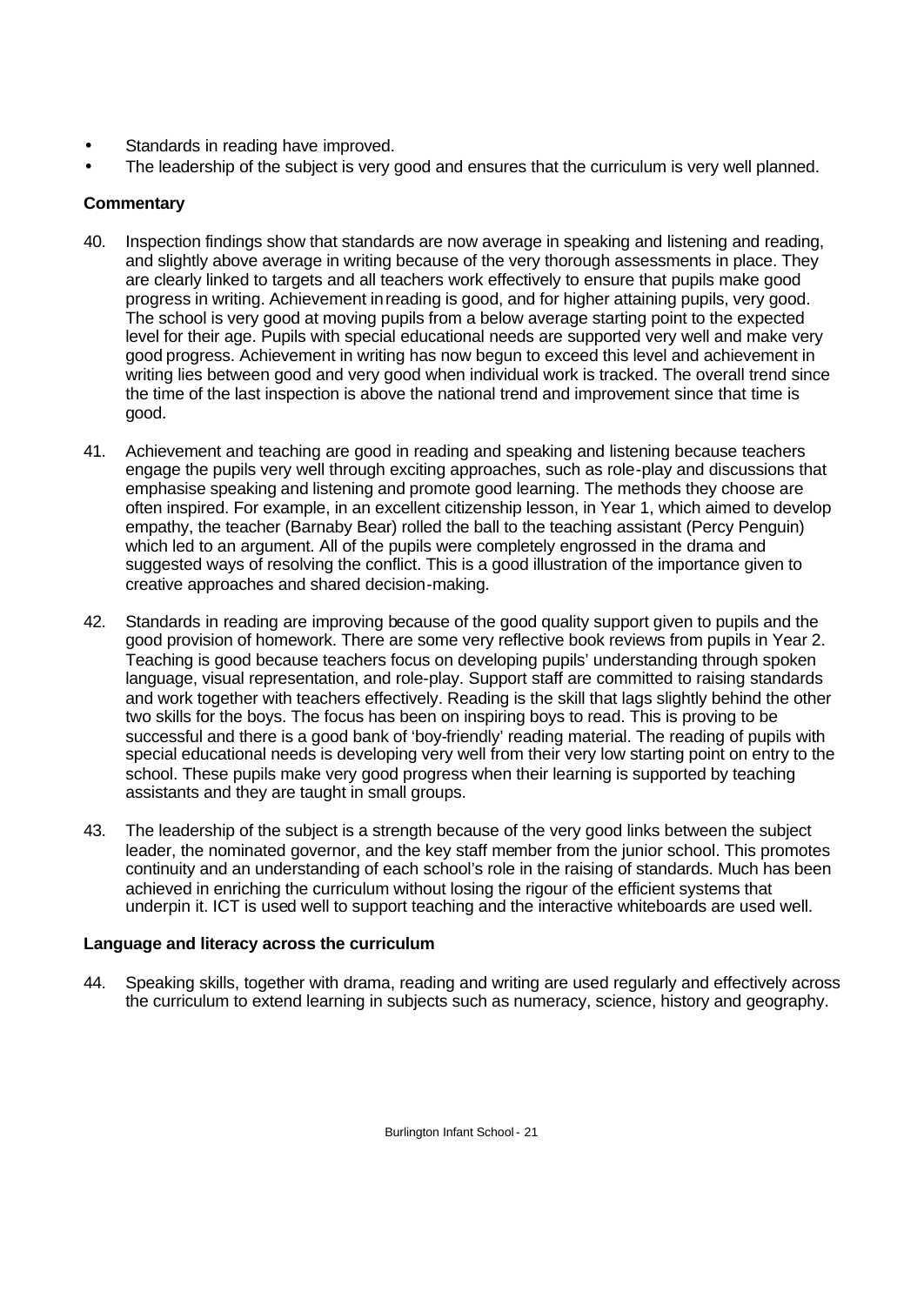- Standards in reading have improved.
- The leadership of the subject is very good and ensures that the curriculum is very well planned.

**Commentary**

40. Inspection findings show that standards are now average in speaking and listening and reading, and slightly above average in writing because of the very thorough assessments in place. They are clearly linked to targets and all teachers work effectively to ensure that pupils make good progress in writing. Achievement in reading is good, and for higher attaining pupils, very good. The school is very good at moving pupils from a below average starting point to the expected level for their age. Pupils with special educational needs are supported very well and make very good progress. Achievement in writing has now begun to exceed this level and achievement in writing lies between good and very good when individual work is tracked. The overall trend since the time of the last inspection is above the national trend and improvement since that time is good.

41. Achievement and teaching are good in reading and speaking and listening because teachers engage the pupils very well through exciting approaches, such as role-play and discussions that emphasise speaking and listening and promote good learning. The methods they choose are often inspired. For example, in an excellent citizenship lesson, in Year 1, which aimed to develop empathy, the teacher (Barnaby Bear) rolled the ball to the teaching assistant (Percy Penguin) which led to an argument. All of the pupils were completely engrossed in the drama and suggested ways of resolving the conflict. This is a good illustration of the importance given to creative approaches and shared decision-making.

42. Standards in reading are improving because of the good quality support given to pupils and the good provision of homework. There are some very reflective book reviews from pupils in Year 2. Teaching is good because teachers focus on developing pupils' understanding through spoken language, visual representation, and role-play. Support staff are committed to raising standards and work together with teachers effectively. Reading is the skill that lags slightly behind the other two skills for the boys. The focus has been on inspiring boys to read. This is proving to be successful and there is a good bank of 'boy-friendly' reading material. The reading of pupils with special educational needs is developing very well from their very low starting point on entry to the school. These pupils make very good progress when their learning is supported by teaching assistants and they are taught in small groups.

43. The leadership of the subject is a strength because of the very good links between the subject leader, the nominated governor, and the key staff member from the junior school. This promotes continuity and an understanding of each school's role in the raising of standards. Much has been achieved in enriching the curriculum without losing the rigour of the efficient systems that underpin it. ICT is used well to support teaching and the interactive whiteboards are used well.

**Language and literacy across the curriculum**

44. Speaking skills, together with drama, reading and writing are used regularly and effectively across the curriculum to extend learning in subjects such as numeracy, science, history and geography.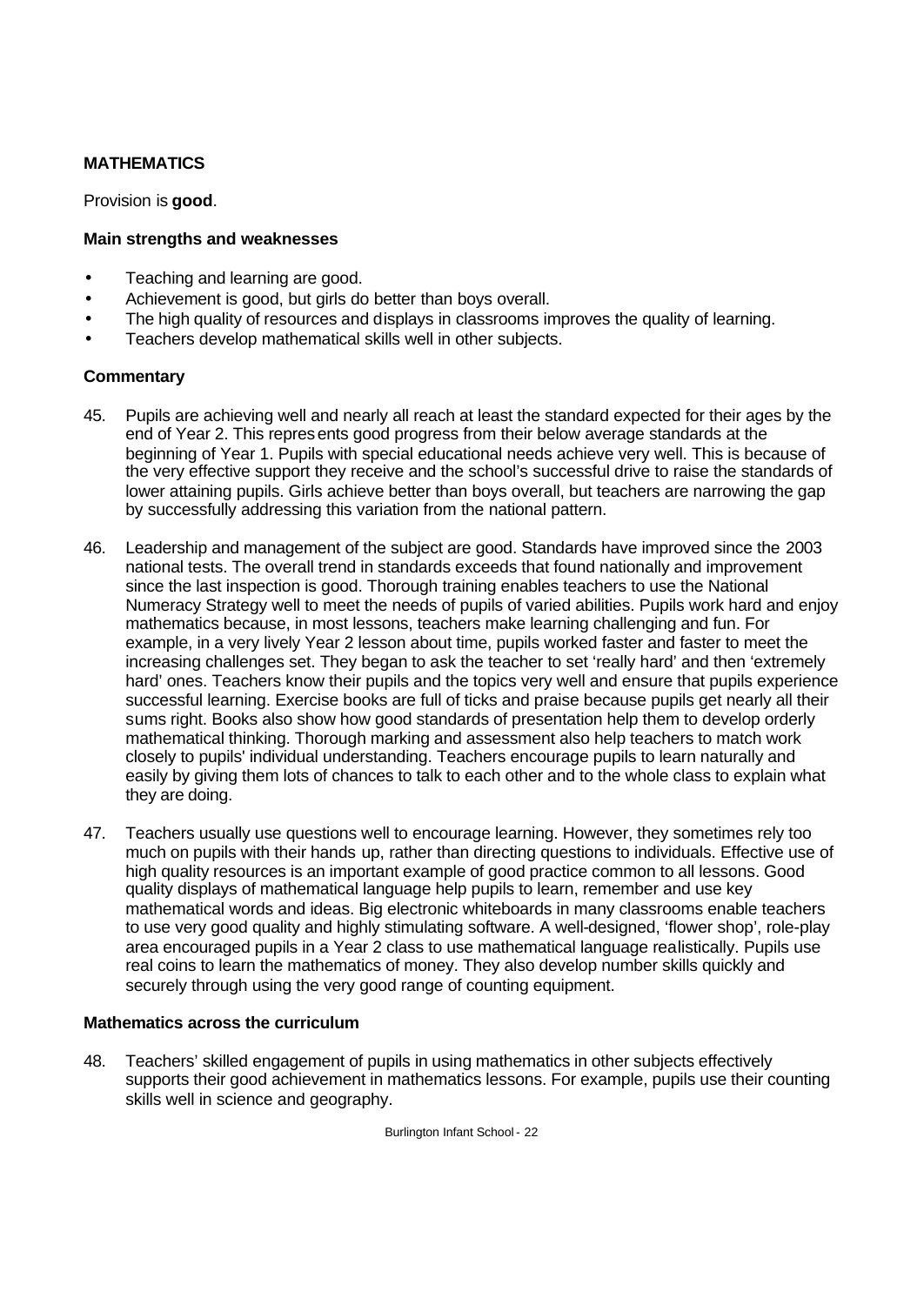## MATHEMATICS

Provision is **good**.

### Main strengths and weaknesses

- Teaching and learning are good.
- Achievement is good, but girls do better than boys overall.
- The high quality of resources and displays in classrooms improves the quality of learning.
- Teachers develop mathematical skills well in other subjects.

### Commentary

45. Pupils are achieving well and nearly all reach at least the standard expected for their ages by the end of Year 2. This represents good progress from their below average standards at the beginning of Year 1. Pupils with special educational needs achieve very well. This is because of the very effective support they receive and the school's successful drive to raise the standards of lower attaining pupils. Girls achieve better than boys overall, but teachers are narrowing the gap by successfully addressing this variation from the national pattern.

46. Leadership and management of the subject are good. Standards have improved since the 2003 national tests. The overall trend in standards exceeds that found nationally and improvement since the last inspection is good. Thorough training enables teachers to use the National Numeracy Strategy well to meet the needs of pupils of varied abilities. Pupils work hard and enjoy mathematics because, in most lessons, teachers make learning challenging and fun. For example, in a very lively Year 2 lesson about time, pupils worked faster and faster to meet the increasing challenges set. They began to ask the teacher to set 'really hard' and then 'extremely hard' ones. Teachers know their pupils and the topics very well and ensure that pupils experience successful learning. Exercise books are full of ticks and praise because pupils get nearly all their sums right. Books also show how good standards of presentation help them to develop orderly mathematical thinking. Thorough marking and assessment also help teachers to match work closely to pupils' individual understanding. Teachers encourage pupils to learn naturally and easily by giving them lots of chances to talk to each other and to the whole class to explain what they are doing.

47. Teachers usually use questions well to encourage learning. However, they sometimes rely too much on pupils with their hands up, rather than directing questions to individuals. Effective use of high quality resources is an important example of good practice common to all lessons. Good quality displays of mathematical language help pupils to learn, remember and use key mathematical words and ideas. Big electronic whiteboards in many classrooms enable teachers to use very good quality and highly stimulating software. A well-designed, 'flower shop', role-play area encouraged pupils in a Year 2 class to use mathematical language realistically. Pupils use real coins to learn the mathematics of money. They also develop number skills quickly and securely through using the very good range of counting equipment.

### Mathematics across the curriculum

48. Teachers' skilled engagement of pupils in using mathematics in other subjects effectively supports their good achievement in mathematics lessons. For example, pupils use their counting skills well in science and geography.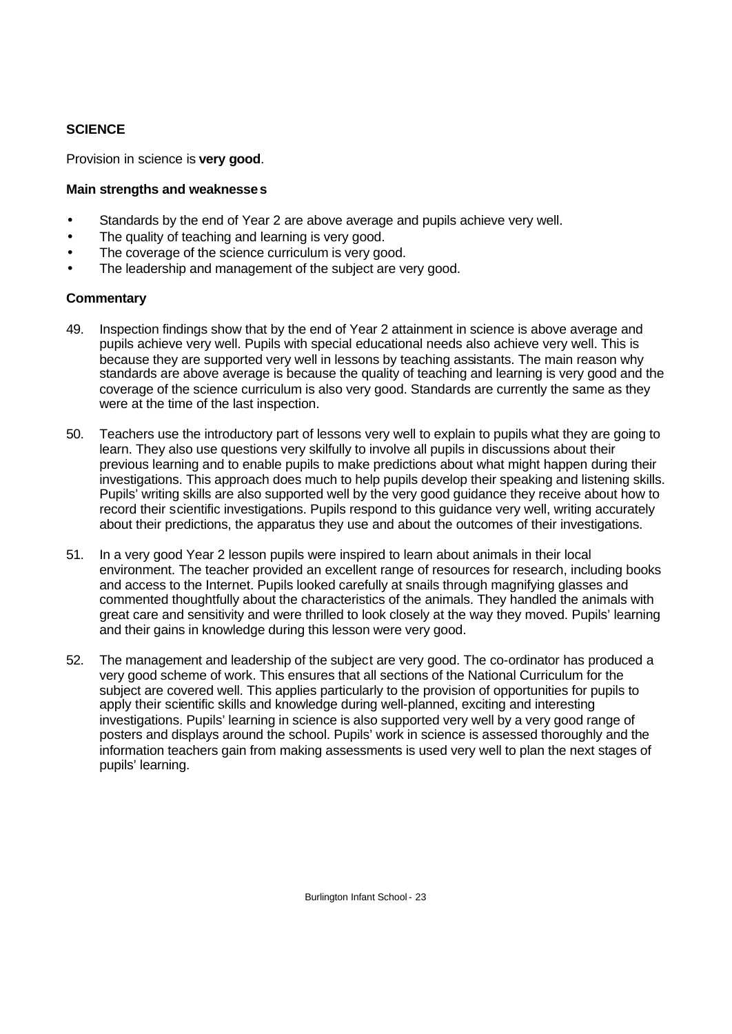## SCIENCE

Provision in science is **very good**.

**Main strengths and weaknesses**

- Standards by the end of Year 2 are above average and pupils achieve very well.
- The quality of teaching and learning is very good.
- The coverage of the science curriculum is very good.
- The leadership and management of the subject are very good.

**Commentary**

49. Inspection findings show that by the end of Year 2 attainment in science is above average and pupils achieve very well. Pupils with special educational needs also achieve very well. This is because they are supported very well in lessons by teaching assistants. The main reason why standards are above average is because the quality of teaching and learning is very good and the coverage of the science curriculum is also very good. Standards are currently the same as they were at the time of the last inspection.

50. Teachers use the introductory part of lessons very well to explain to pupils what they are going to learn. They also use questions very skilfully to involve all pupils in discussions about their previous learning and to enable pupils to make predictions about what might happen during their investigations. This approach does much to help pupils develop their speaking and listening skills. Pupils' writing skills are also supported well by the very good guidance they receive about how to record their scientific investigations. Pupils respond to this guidance very well, writing accurately about their predictions, the apparatus they use and about the outcomes of their investigations.

51. In a very good Year 2 lesson pupils were inspired to learn about animals in their local environment. The teacher provided an excellent range of resources for research, including books and access to the Internet. Pupils looked carefully at snails through magnifying glasses and commented thoughtfully about the characteristics of the animals. They handled the animals with great care and sensitivity and were thrilled to look closely at the way they moved. Pupils' learning and their gains in knowledge during this lesson were very good.

52. The management and leadership of the subject are very good. The co-ordinator has produced a very good scheme of work. This ensures that all sections of the National Curriculum for the subject are covered well. This applies particularly to the provision of opportunities for pupils to apply their scientific skills and knowledge during well-planned, exciting and interesting investigations. Pupils' learning in science is also supported very well by a very good range of posters and displays around the school. Pupils' work in science is assessed thoroughly and the information teachers gain from making assessments is used very well to plan the next stages of pupils' learning.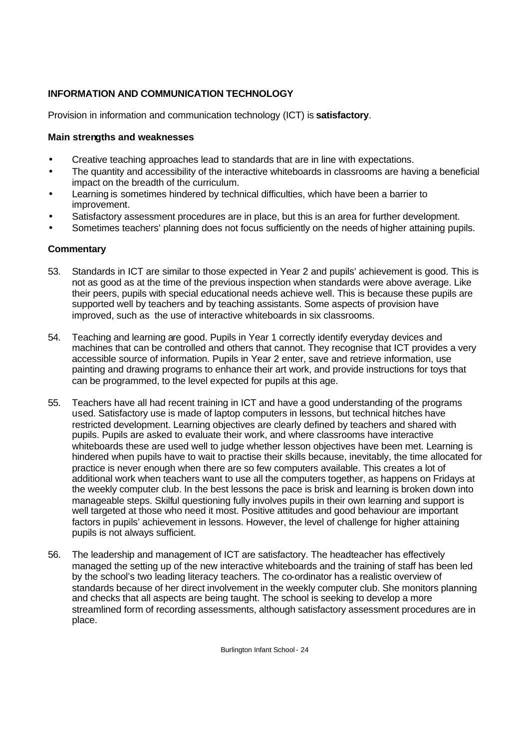## INFORMATION AND COMMUNICATION TECHNOLOGY

Provision in information and communication technology (ICT) is **satisfactory**.

### Main strengths and weaknesses

- Creative teaching approaches lead to standards that are in line with expectations.
- The quantity and accessibility of the interactive whiteboards in classrooms are having a beneficial impact on the breadth of the curriculum.
- Learning is sometimes hindered by technical difficulties, which have been a barrier to improvement.
- Satisfactory assessment procedures are in place, but this is an area for further development.
- Sometimes teachers' planning does not focus sufficiently on the needs of higher attaining pupils.

### Commentary

53. Standards in ICT are similar to those expected in Year 2 and pupils' achievement is good. This is not as good as at the time of the previous inspection when standards were above average. Like their peers, pupils with special educational needs achieve well. This is because these pupils are supported well by teachers and by teaching assistants. Some aspects of provision have improved, such as the use of interactive whiteboards in six classrooms.

54. Teaching and learning are good. Pupils in Year 1 correctly identify everyday devices and machines that can be controlled and others that cannot. They recognise that ICT provides a very accessible source of information. Pupils in Year 2 enter, save and retrieve information, use painting and drawing programs to enhance their art work, and provide instructions for toys that can be programmed, to the level expected for pupils at this age.

55. Teachers have all had recent training in ICT and have a good understanding of the programs used. Satisfactory use is made of laptop computers in lessons, but technical hitches have restricted development. Learning objectives are clearly defined by teachers and shared with pupils. Pupils are asked to evaluate their work, and where classrooms have interactive whiteboards these are used well to judge whether lesson objectives have been met. Learning is hindered when pupils have to wait to practise their skills because, inevitably, the time allocated for practice is never enough when there are so few computers available. This creates a lot of additional work when teachers want to use all the computers together, as happens on Fridays at the weekly computer club. In the best lessons the pace is brisk and learning is broken down into manageable steps. Skilful questioning fully involves pupils in their own learning and support is well targeted at those who need it most. Positive attitudes and good behaviour are important factors in pupils' achievement in lessons. However, the level of challenge for higher attaining pupils is not always sufficient.

56. The leadership and management of ICT are satisfactory. The headteacher has effectively managed the setting up of the new interactive whiteboards and the training of staff has been led by the school's two leading literacy teachers. The co-ordinator has a realistic overview of standards because of her direct involvement in the weekly computer club. She monitors planning and checks that all aspects are being taught. The school is seeking to develop a more streamlined form of recording assessments, although satisfactory assessment procedures are in place.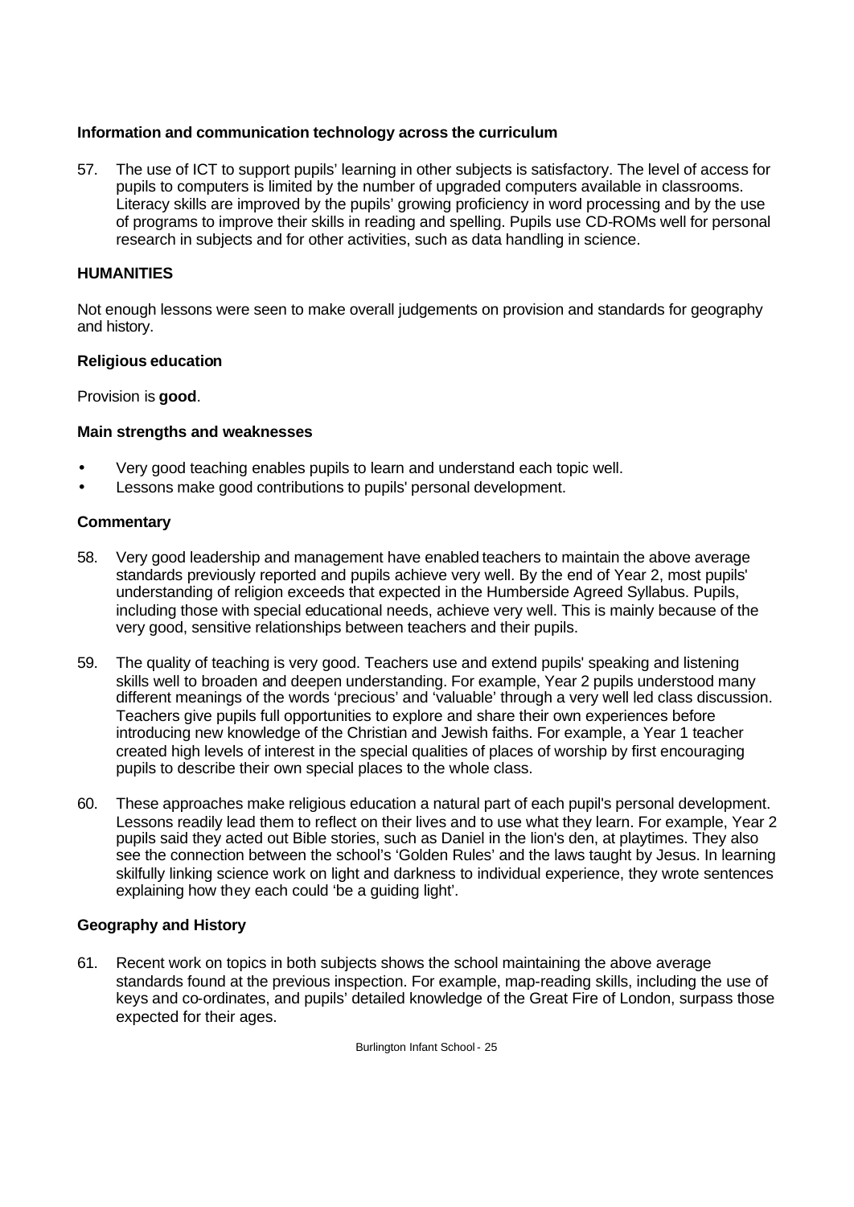### Information and communication technology across the curriculum

57. The use of ICT to support pupils' learning in other subjects is satisfactory. The level of access for pupils to computers is limited by the number of upgraded computers available in classrooms. Literacy skills are improved by the pupils' growing proficiency in word processing and by the use of programs to improve their skills in reading and spelling. Pupils use CD-ROMs well for personal research in subjects and for other activities, such as data handling in science.

## HUMANITIES

Not enough lessons were seen to make overall judgements on provision and standards for geography and history.

### Religious education

Provision is **good**.

#### Main strengths and weaknesses

- Very good teaching enables pupils to learn and understand each topic well.
- Lessons make good contributions to pupils' personal development.

#### Commentary

58. Very good leadership and management have enabled teachers to maintain the above average standards previously reported and pupils achieve very well. By the end of Year 2, most pupils' understanding of religion exceeds that expected in the Humberside Agreed Syllabus. Pupils, including those with special educational needs, achieve very well. This is mainly because of the very good, sensitive relationships between teachers and their pupils.

59. The quality of teaching is very good. Teachers use and extend pupils' speaking and listening skills well to broaden and deepen understanding. For example, Year 2 pupils understood many different meanings of the words 'precious' and 'valuable' through a very well led class discussion. Teachers give pupils full opportunities to explore and share their own experiences before introducing new knowledge of the Christian and Jewish faiths. For example, a Year 1 teacher created high levels of interest in the special qualities of places of worship by first encouraging pupils to describe their own special places to the whole class.

60. These approaches make religious education a natural part of each pupil's personal development. Lessons readily lead them to reflect on their lives and to use what they learn. For example, Year 2 pupils said they acted out Bible stories, such as Daniel in the lion's den, at playtimes. They also see the connection between the school's 'Golden Rules' and the laws taught by Jesus. In learning skilfully linking science work on light and darkness to individual experience, they wrote sentences explaining how they each could 'be a guiding light'.

### Geography and History

61. Recent work on topics in both subjects shows the school maintaining the above average standards found at the previous inspection. For example, map-reading skills, including the use of keys and co-ordinates, and pupils' detailed knowledge of the Great Fire of London, surpass those expected for their ages.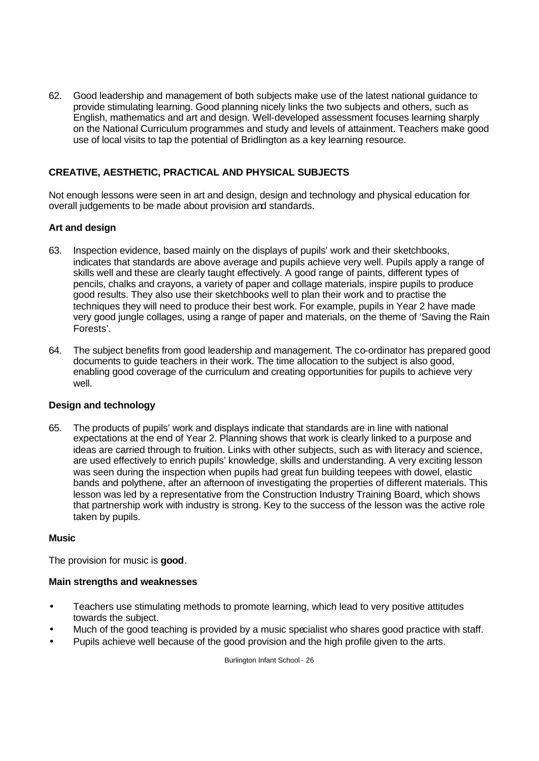62. Good leadership and management of both subjects make use of the latest national guidance to provide stimulating learning. Good planning nicely links the two subjects and others, such as English, mathematics and art and design. Well-developed assessment focuses learning sharply on the National Curriculum programmes and study and levels of attainment. Teachers make good use of local visits to tap the potential of Bridlington as a key learning resource.

## CREATIVE, AESTHETIC, PRACTICAL AND PHYSICAL SUBJECTS

Not enough lessons were seen in art and design, design and technology and physical education for overall judgements to be made about provision and standards.

### Art and design

63. Inspection evidence, based mainly on the displays of pupils' work and their sketchbooks, indicates that standards are above average and pupils achieve very well. Pupils apply a range of skills well and these are clearly taught effectively. A good range of paints, different types of pencils, chalks and crayons, a variety of paper and collage materials, inspire pupils to produce good results. They also use their sketchbooks well to plan their work and to practise the techniques they will need to produce their best work. For example, pupils in Year 2 have made very good jungle collages, using a range of paper and materials, on the theme of 'Saving the Rain Forests'.

64. The subject benefits from good leadership and management. The co-ordinator has prepared good documents to guide teachers in their work. The time allocation to the subject is also good, enabling good coverage of the curriculum and creating opportunities for pupils to achieve very well.

### Design and technology

65. The products of pupils' work and displays indicate that standards are in line with national expectations at the end of Year 2. Planning shows that work is clearly linked to a purpose and ideas are carried through to fruition. Links with other subjects, such as with literacy and science, are used effectively to enrich pupils' knowledge, skills and understanding. A very exciting lesson was seen during the inspection when pupils had great fun building teepees with dowel, elastic bands and polythene, after an afternoon of investigating the properties of different materials. This lesson was led by a representative from the Construction Industry Training Board, which shows that partnership work with industry is strong. Key to the success of the lesson was the active role taken by pupils.

### Music

The provision for music is **good**.

#### Main strengths and weaknesses

- Teachers use stimulating methods to promote learning, which lead to very positive attitudes towards the subject.
- Much of the good teaching is provided by a music specialist who shares good practice with staff.
- Pupils achieve well because of the good provision and the high profile given to the arts.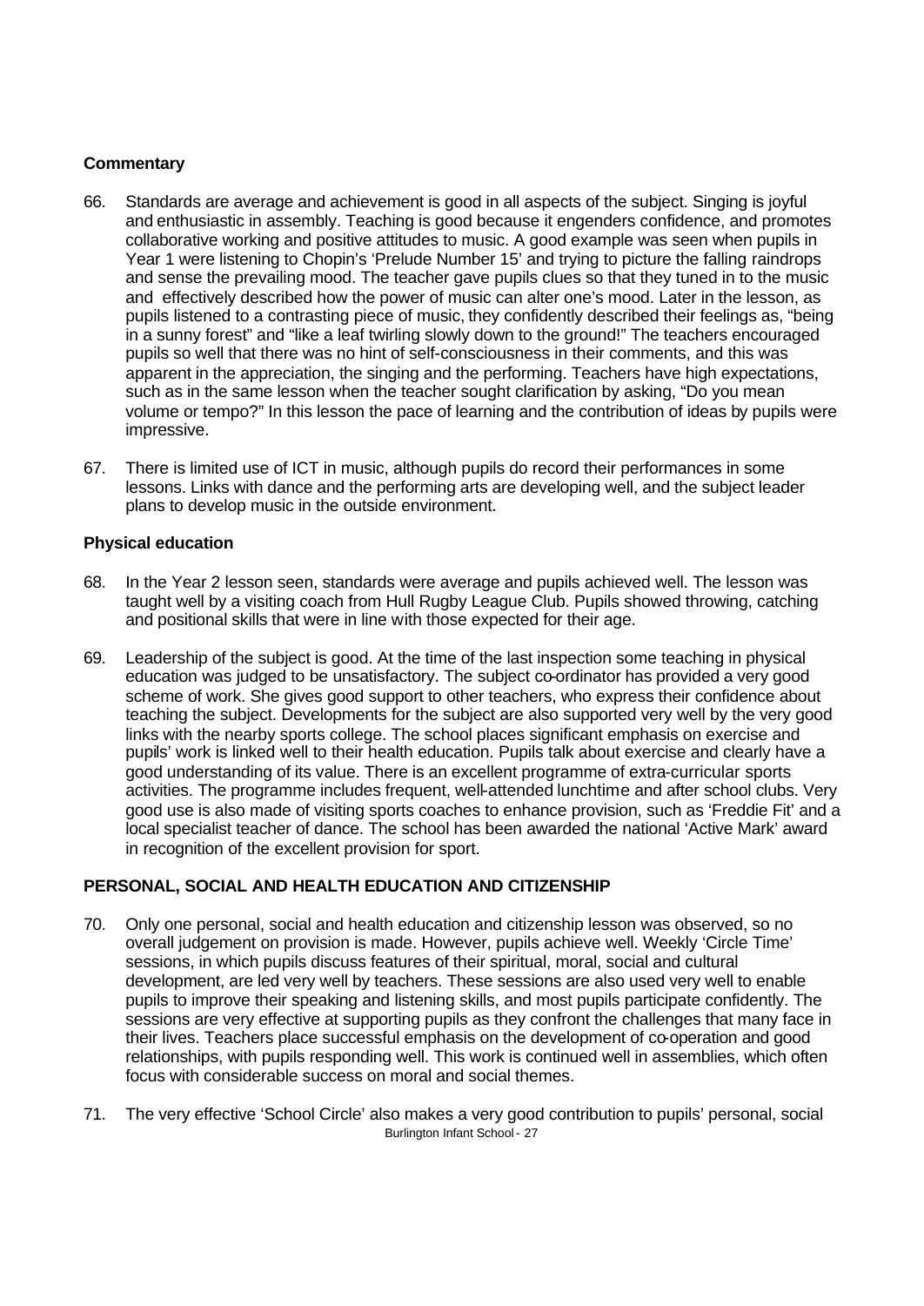**Commentary**

66. Standards are average and achievement is good in all aspects of the subject. Singing is joyful and enthusiastic in assembly. Teaching is good because it engenders confidence, and promotes collaborative working and positive attitudes to music. A good example was seen when pupils in Year 1 were listening to Chopin's 'Prelude Number 15' and trying to picture the falling raindrops and sense the prevailing mood. The teacher gave pupils clues so that they tuned in to the music and effectively described how the power of music can alter one's mood. Later in the lesson, as pupils listened to a contrasting piece of music, they confidently described their feelings as, "being in a sunny forest" and "like a leaf twirling slowly down to the ground!" The teachers encouraged pupils so well that there was no hint of self-consciousness in their comments, and this was apparent in the appreciation, the singing and the performing. Teachers have high expectations, such as in the same lesson when the teacher sought clarification by asking, "Do you mean volume or tempo?" In this lesson the pace of learning and the contribution of ideas by pupils were impressive.

67. There is limited use of ICT in music, although pupils do record their performances in some lessons. Links with dance and the performing arts are developing well, and the subject leader plans to develop music in the outside environment.

**Physical education**

68. In the Year 2 lesson seen, standards were average and pupils achieved well. The lesson was taught well by a visiting coach from Hull Rugby League Club. Pupils showed throwing, catching and positional skills that were in line with those expected for their age.

69. Leadership of the subject is good. At the time of the last inspection some teaching in physical education was judged to be unsatisfactory. The subject co-ordinator has provided a very good scheme of work. She gives good support to other teachers, who express their confidence about teaching the subject. Developments for the subject are also supported very well by the very good links with the nearby sports college. The school places significant emphasis on exercise and pupils' work is linked well to their health education. Pupils talk about exercise and clearly have a good understanding of its value. There is an excellent programme of extra-curricular sports activities. The programme includes frequent, well-attended lunchtime and after school clubs. Very good use is also made of visiting sports coaches to enhance provision, such as 'Freddie Fit' and a local specialist teacher of dance. The school has been awarded the national 'Active Mark' award in recognition of the excellent provision for sport.

**PERSONAL, SOCIAL AND HEALTH EDUCATION AND CITIZENSHIP**

70. Only one personal, social and health education and citizenship lesson was observed, so no overall judgement on provision is made. However, pupils achieve well. Weekly 'Circle Time' sessions, in which pupils discuss features of their spiritual, moral, social and cultural development, are led very well by teachers. These sessions are also used very well to enable pupils to improve their speaking and listening skills, and most pupils participate confidently. The sessions are very effective at supporting pupils as they confront the challenges that many face in their lives. Teachers place successful emphasis on the development of co-operation and good relationships, with pupils responding well. This work is continued well in assemblies, which often focus with considerable success on moral and social themes.

71. The very effective 'School Circle' also makes a very good contribution to pupils' personal, social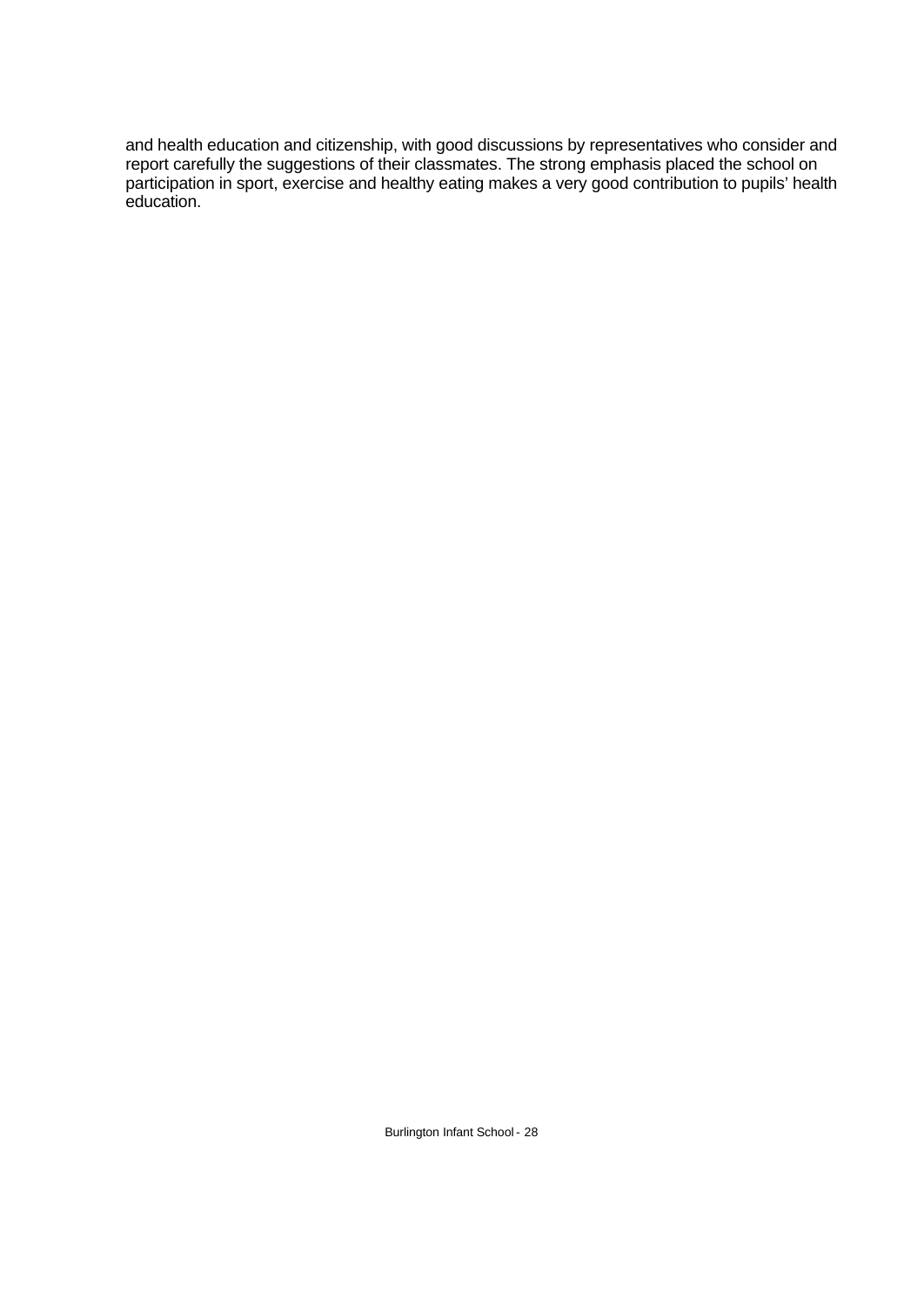and health education and citizenship, with good discussions by representatives who consider and report carefully the suggestions of their classmates. The strong emphasis placed the school on participation in sport, exercise and healthy eating makes a very good contribution to pupils' health education.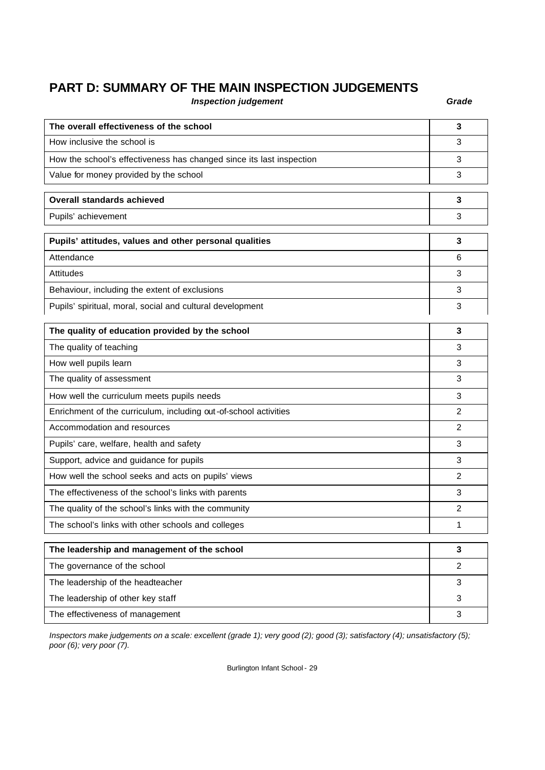# PART D: SUMMARY OF THE MAIN INSPECTION JUDGEMENTS

| *Inspection judgement* | *Grade* |
| --- | --- |
| **The overall effectiveness of the school** | **3** |
| How inclusive the school is | 3 |
| How the school's effectiveness has changed since its last inspection | 3 |
| Value for money provided by the school | 3 |
| **Overall standards achieved** | **3** |
| Pupils' achievement | 3 |
| **Pupils' attitudes, values and other personal qualities** | **3** |
| Attendance | 6 |
| Attitudes | 3 |
| Behaviour, including the extent of exclusions | 3 |
| Pupils' spiritual, moral, social and cultural development | 3 |
| **The quality of education provided by the school** | **3** |
| The quality of teaching | 3 |
| How well pupils learn | 3 |
| The quality of assessment | 3 |
| How well the curriculum meets pupils needs | 3 |
| Enrichment of the curriculum, including out-of-school activities | 2 |
| Accommodation and resources | 2 |
| Pupils' care, welfare, health and safety | 3 |
| Support, advice and guidance for pupils | 3 |
| How well the school seeks and acts on pupils' views | 2 |
| The effectiveness of the school's links with parents | 3 |
| The quality of the school's links with the community | 2 |
| The school's links with other schools and colleges | 1 |
| **The leadership and management of the school** | **3** |
| The governance of the school | 2 |
| The leadership of the headteacher | 3 |
| The leadership of other key staff | 3 |
| The effectiveness of management | 3 |

*Inspectors make judgements on a scale: excellent (grade 1); very good (2); good (3); satisfactory (4); unsatisfactory (5); poor (6); very poor (7).*